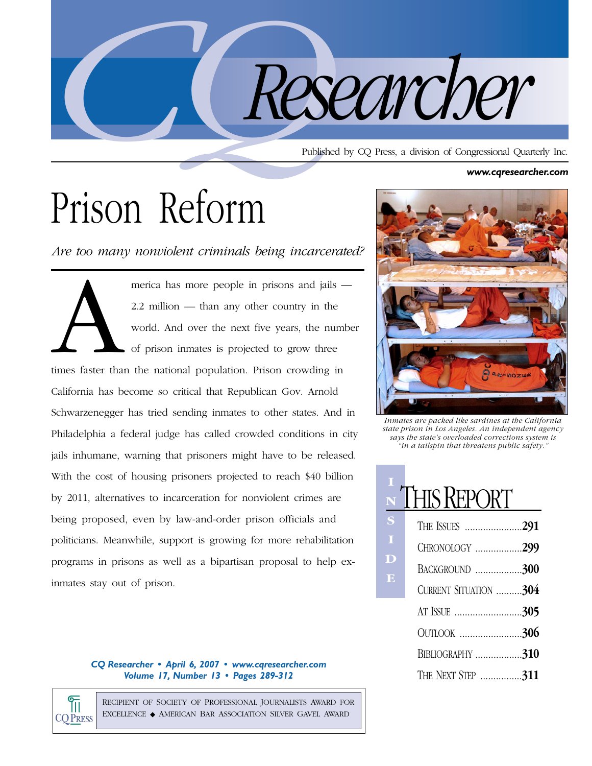# CQ Researcher

Published by CQ Press, a division of Congressional Quarterly Inc.

***www.cqresearcher.com***

# Prison Reform

*Are too many nonviolent criminals being incarcerated?*

America has more people in prisons and jails — 2.2 million — than any other country in the world. And over the next five years, the number of prison inmates is projected to grow three times faster than the national population. Prison crowding in California has become so critical that Republican Gov. Arnold Schwarzenegger has tried sending inmates to other states. And in Philadelphia a federal judge has called crowded conditions in city jails inhumane, warning that prisoners might have to be released. With the cost of housing prisoners projected to reach $40 billion by 2011, alternatives to incarceration for nonviolent crimes are being proposed, even by law-and-order prison officials and politicians. Meanwhile, support is growing for more rehabilitation programs in prisons as well as a bipartisan proposal to help ex-inmates stay out of prison.

*Inmates are packed like sardines at the California state prison in Los Angeles. An independent agency says the state's overloaded corrections system is "in a tailspin that threatens public safety."*

## Inside This Report

| | |
|---|---|
| The Issues | 291 |
| Chronology | 299 |
| Background | 300 |
| Current Situation | 304 |
| At Issue | 305 |
| Outlook | 306 |
| Bibliography | 310 |
| The Next Step | 311 |

***CQ Researcher • April 6, 2007 • www.cqresearcher.com***
***Volume 17, Number 13 • Pages 289-312***

CQ Press

Recipient of Society of Professional Journalists Award for Excellence ◆ American Bar Association Silver Gavel Award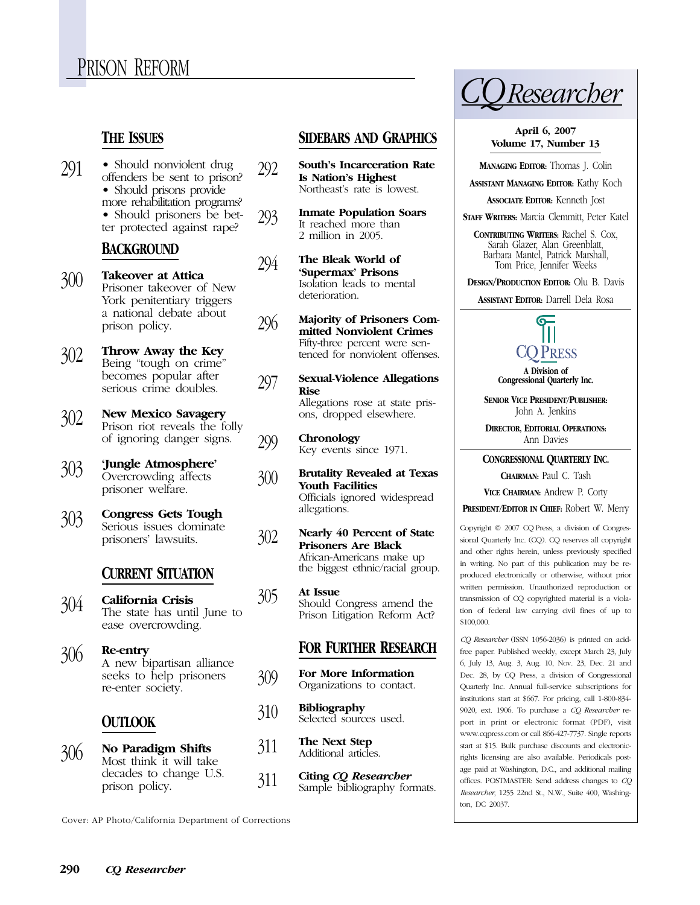# Prison Reform

## THE ISSUES

291 • Should nonviolent drug offenders be sent to prison?
• Should prisons provide more rehabilitation programs?
• Should prisoners be better protected against rape?

## BACKGROUND

300 **Takeover at Attica**
Prisoner takeover of New York penitentiary triggers a national debate about prison policy.

302 **Throw Away the Key**
Being "tough on crime" becomes popular after serious crime doubles.

302 **New Mexico Savagery**
Prison riot reveals the folly of ignoring danger signs.

303 **'Jungle Atmosphere'**
Overcrowding affects prisoner welfare.

303 **Congress Gets Tough**
Serious issues dominate prisoners' lawsuits.

## CURRENT SITUATION

304 **California Crisis**
The state has until June to ease overcrowding.

306 **Re-entry**
A new bipartisan alliance seeks to help prisoners re-enter society.

## OUTLOOK

306 **No Paradigm Shifts**
Most think it will take decades to change U.S. prison policy.

## SIDEBARS AND GRAPHICS

292 **South's Incarceration Rate Is Nation's Highest**
Northeast's rate is lowest.

293 **Inmate Population Soars**
It reached more than 2 million in 2005.

294 **The Bleak World of 'Supermax' Prisons**
Isolation leads to mental deterioration.

296 **Majority of Prisoners Committed Nonviolent Crimes**
Fifty-three percent were sentenced for nonviolent offenses.

297 **Sexual-Violence Allegations Rise**
Allegations rose at state prisons, dropped elsewhere.

299 **Chronology**
Key events since 1971.

300 **Brutality Revealed at Texas Youth Facilities**
Officials ignored widespread allegations.

302 **Nearly 40 Percent of State Prisoners Are Black**
African-Americans make up the biggest ethnic/racial group.

305 **At Issue**
Should Congress amend the Prison Litigation Reform Act?

## FOR FURTHER RESEARCH

309 **For More Information**
Organizations to contact.

310 **Bibliography**
Selected sources used.

311 **The Next Step**
Additional articles.

311 **Citing *CQ Researcher***
Sample bibliography formats.

Cover: AP Photo/California Department of Corrections

---

*CQ Researcher*

**April 6, 2007**
**Volume 17, Number 13**

**MANAGING EDITOR:** Thomas J. Colin

**ASSISTANT MANAGING EDITOR:** Kathy Koch

**ASSOCIATE EDITOR:** Kenneth Jost

**STAFF WRITERS:** Marcia Clemmitt, Peter Katel

**CONTRIBUTING WRITERS:** Rachel S. Cox, Sarah Glazer, Alan Greenblatt, Barbara Mantel, Patrick Marshall, Tom Price, Jennifer Weeks

**DESIGN/PRODUCTION EDITOR:** Olu B. Davis

**ASSISTANT EDITOR:** Darrell Dela Rosa

CQ PRESS
A Division of Congressional Quarterly Inc.

**SENIOR VICE PRESIDENT/PUBLISHER:** John A. Jenkins

**DIRECTOR, EDITORIAL OPERATIONS:** Ann Davies

**CONGRESSIONAL QUARTERLY INC.**

**CHAIRMAN:** Paul C. Tash

**VICE CHAIRMAN:** Andrew P. Corty

**PRESIDENT/EDITOR IN CHIEF:** Robert W. Merry

Copyright © 2007 CQ Press, a division of Congressional Quarterly Inc. (CQ). CQ reserves all copyright and other rights herein, unless previously specified in writing. No part of this publication may be reproduced electronically or otherwise, without prior written permission. Unauthorized reproduction or transmission of CQ copyrighted material is a violation of federal law carrying civil fines of up to $100,000.

*CQ Researcher* (ISSN 1056-2036) is printed on acid-free paper. Published weekly, except March 23, July 6, July 13, Aug. 3, Aug. 10, Nov. 23, Dec. 21 and Dec. 28, by CQ Press, a division of Congressional Quarterly Inc. Annual full-service subscriptions for institutions start at $667. For pricing, call 1-800-834-9020, ext. 1906. To purchase a *CQ Researcher* report in print or electronic format (PDF), visit www.cqpress.com or call 866-427-7737. Single reports start at $15. Bulk purchase discounts and electronic-rights licensing are also available. Periodicals postage paid at Washington, D.C., and additional mailing offices. POSTMASTER: Send address changes to *CQ Researcher*, 1255 22nd St., N.W., Suite 400, Washington, DC 20037.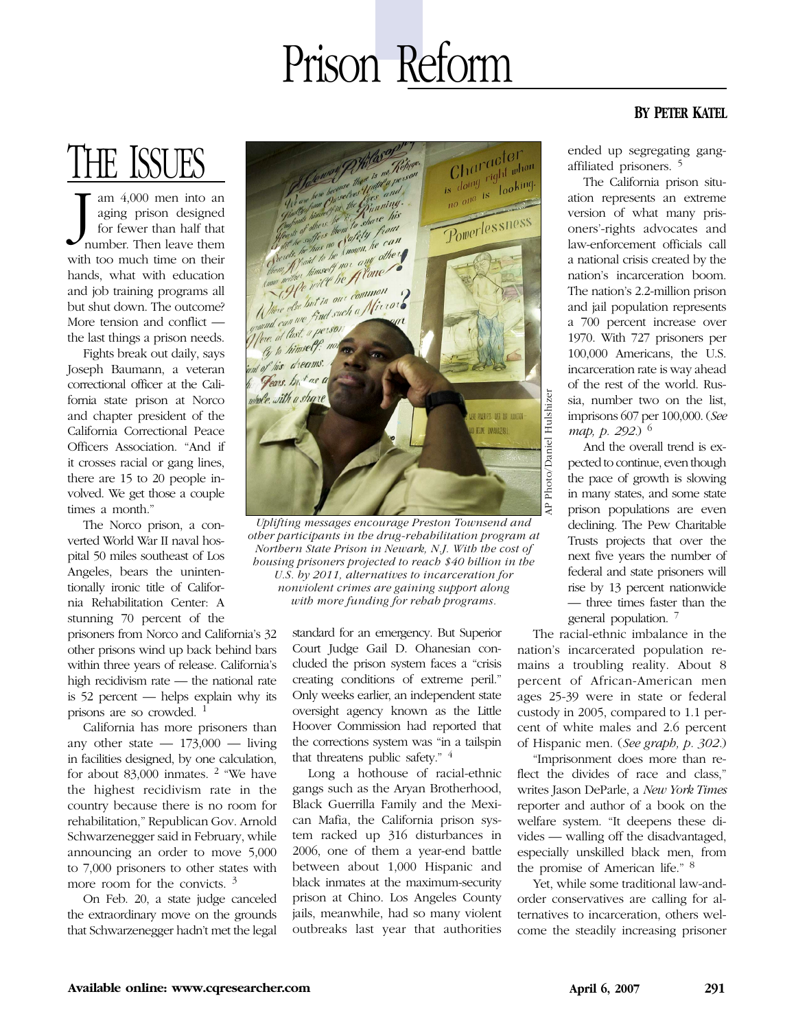# Prison Reform

**BY PETER KATEL**

## THE ISSUES

Jam 4,000 men into an aging prison designed for fewer than half that number. Then leave them with too much time on their hands, what with education and job training programs all but shut down. The outcome? More tension and conflict — the last things a prison needs.

Fights break out daily, says Joseph Baumann, a veteran correctional officer at the California state prison at Norco and chapter president of the California Correctional Peace Officers Association. "And if it crosses racial or gang lines, there are 15 to 20 people involved. We get those a couple times a month."

The Norco prison, a converted World War II naval hospital 50 miles southeast of Los Angeles, bears the unintentionally ironic title of California Rehabilitation Center: A stunning 70 percent of the prisoners from Norco and California's 32 other prisons wind up back behind bars within three years of release. California's high recidivism rate — the national rate is 52 percent — helps explain why its prisons are so crowded. [1]

California has more prisoners than any other state — 173,000 — living in facilities designed, by one calculation, for about 83,000 inmates. [2] "We have the highest recidivism rate in the country because there is no room for rehabilitation," Republican Gov. Arnold Schwarzenegger said in February, while announcing an order to move 5,000 to 7,000 prisoners to other states with more room for the convicts. [3]

On Feb. 20, a state judge canceled the extraordinary move on the grounds that Schwarzenegger hadn't met the legal standard for an emergency. But Superior Court Judge Gail D. Ohanesian concluded the prison system faces a "crisis creating conditions of extreme peril." Only weeks earlier, an independent state oversight agency known as the Little Hoover Commission had reported that the corrections system was "in a tailspin that threatens public safety." [4]

Long a hothouse of racial-ethnic gangs such as the Aryan Brotherhood, Black Guerrilla Family and the Mexican Mafia, the California prison system racked up 316 disturbances in 2006, one of them a year-end battle between about 1,000 Hispanic and black inmates at the maximum-security prison at Chino. Los Angeles County jails, meanwhile, had so many violent outbreaks last year that authorities ended up segregating gang-affiliated prisoners. [5]

AP Photo/Daniel Hulshizer

*Uplifting messages encourage Preston Townsend and other participants in the drug-rehabilitation program at Northern State Prison in Newark, N.J. With the cost of housing prisoners projected to reach $40 billion in the U.S. by 2011, alternatives to incarceration for nonviolent crimes are gaining support along with more funding for rehab programs.*

The California prison situation represents an extreme version of what many prisoners'-rights advocates and law-enforcement officials call a national crisis created by the nation's incarceration boom. The nation's 2.2-million prison and jail population represents a 700 percent increase over 1970. With 727 prisoners per 100,000 Americans, the U.S. incarceration rate is way ahead of the rest of the world. Russia, number two on the list, imprisons 607 per 100,000. (*See map, p. 292.*) [6]

And the overall trend is expected to continue, even though the pace of growth is slowing in many states, and some state prison populations are even declining. The Pew Charitable Trusts projects that over the next five years the number of federal and state prisoners will rise by 13 percent nationwide — three times faster than the general population. [7]

The racial-ethnic imbalance in the nation's incarcerated population remains a troubling reality. About 8 percent of African-American men ages 25-39 were in state or federal custody in 2005, compared to 1.1 percent of white males and 2.6 percent of Hispanic men. (*See graph, p. 302.*)

"Imprisonment does more than reflect the divides of race and class," writes Jason DeParle, a *New York Times* reporter and author of a book on the welfare system. "It deepens these divides — walling off the disadvantaged, especially unskilled black men, from the promise of American life." [8]

Yet, while some traditional law-and-order conservatives are calling for alternatives to incarceration, others welcome the steadily increasing prisoner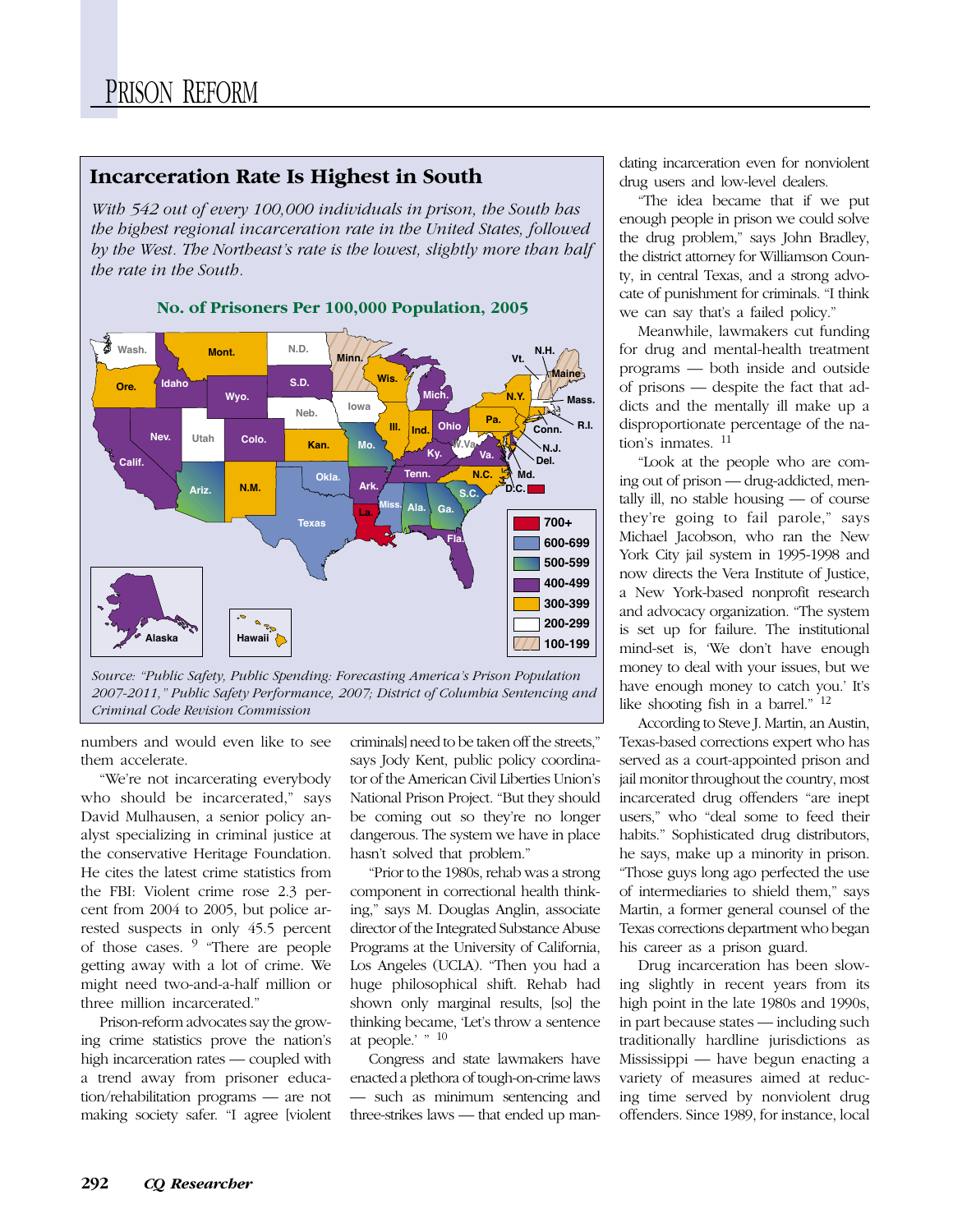## Incarceration Rate Is Highest in South

*With 542 out of every 100,000 individuals in prison, the South has the highest regional incarceration rate in the United States, followed by the West. The Northeast's rate is the lowest, slightly more than half the rate in the South.*

**No. of Prisoners Per 100,000 Population, 2005**

| Rate | States |
|---|---|
| 700+ | La., D.C. |
| 600-699 | Texas, Okla., Miss. |
| 500-599 | Ariz., Mo., Ga., S.C., Ala., W.Va. |
| 400-499 | Alaska, Calif., Nev., Idaho, Wyo., Colo., S.D., Wis., Mich., Ark., Tenn., Ky., Va., Fla., Del. |
| 300-399 | Ore., Mont., Kan., N.M., Ill., Ind., Ohio, N.Y., Pa., Conn., Md., N.C., N.J., Hawaii |
| 200-299 | Wash., Utah, N.D., Neb., Iowa, Vt., N.H., Mass., R.I. |
| 100-199 | Minn., Maine |

*Source: "Public Safety, Public Spending: Forecasting America's Prison Population 2007-2011," Public Safety Performance, 2007; District of Columbia Sentencing and Criminal Code Revision Commission*

numbers and would even like to see them accelerate.

"We're not incarcerating everybody who should be incarcerated," says David Mulhausen, a senior policy analyst specializing in criminal justice at the conservative Heritage Foundation. He cites the latest crime statistics from the FBI: Violent crime rose 2.3 percent from 2004 to 2005, but police arrested suspects in only 45.5 percent of those cases. [9] "There are people getting away with a lot of crime. We might need two-and-a-half million or three million incarcerated."

Prison-reform advocates say the growing crime statistics prove the nation's high incarceration rates — coupled with a trend away from prisoner education/rehabilitation programs — are not making society safer. "I agree [violent criminals] need to be taken off the streets," says Jody Kent, public policy coordinator of the American Civil Liberties Union's National Prison Project. "But they should be coming out so they're no longer dangerous. The system we have in place hasn't solved that problem."

"Prior to the 1980s, rehab was a strong component in correctional health thinking," says M. Douglas Anglin, associate director of the Integrated Substance Abuse Programs at the University of California, Los Angeles (UCLA). "Then you had a huge philosophical shift. Rehab had shown only marginal results, [so] the thinking became, 'Let's throw a sentence at people.' " [10]

Congress and state lawmakers have enacted a plethora of tough-on-crime laws — such as minimum sentencing and three-strikes laws — that ended up mandating incarceration even for nonviolent drug users and low-level dealers.

"The idea became that if we put enough people in prison we could solve the drug problem," says John Bradley, the district attorney for Williamson County, in central Texas, and a strong advocate of punishment for criminals. "I think we can say that's a failed policy."

Meanwhile, lawmakers cut funding for drug and mental-health treatment programs — both inside and outside of prisons — despite the fact that addicts and the mentally ill make up a disproportionate percentage of the nation's inmates. [11]

"Look at the people who are coming out of prison — drug-addicted, mentally ill, no stable housing — of course they're going to fail parole," says Michael Jacobson, who ran the New York City jail system in 1995-1998 and now directs the Vera Institute of Justice, a New York-based nonprofit research and advocacy organization. "The system is set up for failure. The institutional mind-set is, 'We don't have enough money to deal with your issues, but we have enough money to catch you.' It's like shooting fish in a barrel." [12]

According to Steve J. Martin, an Austin, Texas-based corrections expert who has served as a court-appointed prison and jail monitor throughout the country, most incarcerated drug offenders "are inept users," who "deal some to feed their habits." Sophisticated drug distributors, he says, make up a minority in prison. "Those guys long ago perfected the use of intermediaries to shield them," says Martin, a former general counsel of the Texas corrections department who began his career as a prison guard.

Drug incarceration has been slowing slightly in recent years from its high point in the late 1980s and 1990s, in part because states — including such traditionally hardline jurisdictions as Mississippi — have begun enacting a variety of measures aimed at reducing time served by nonviolent drug offenders. Since 1989, for instance, local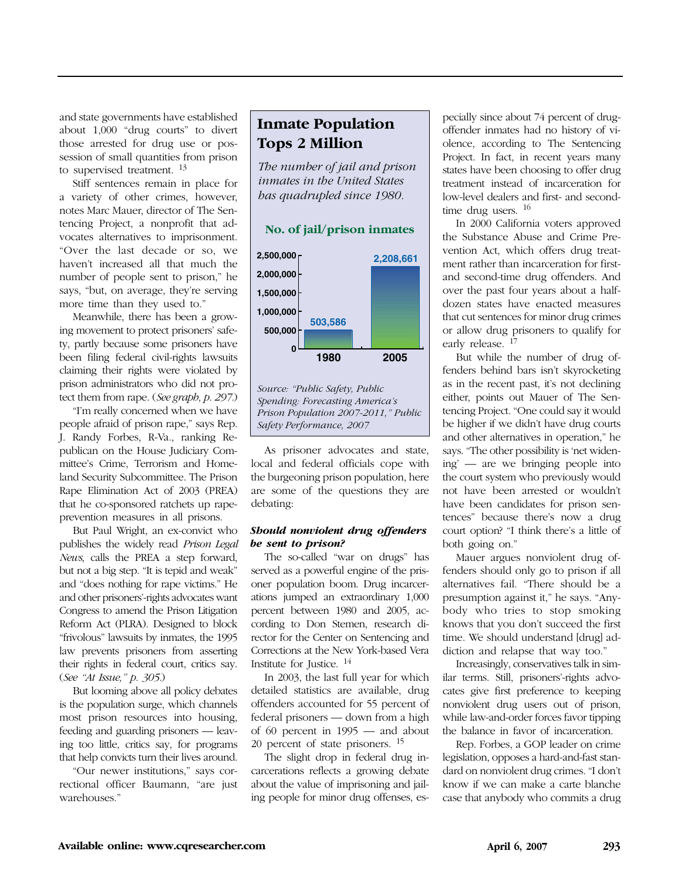and state governments have established about 1,000 "drug courts" to divert those arrested for drug use or possession of small quantities from prison to supervised treatment. [13]

Stiff sentences remain in place for a variety of other crimes, however, notes Marc Mauer, director of The Sentencing Project, a nonprofit that advocates alternatives to imprisonment. "Over the last decade or so, we haven't increased all that much the number of people sent to prison," he says, "but, on average, they're serving more time than they used to."

Meanwhile, there has been a growing movement to protect prisoners' safety, partly because some prisoners have been filing federal civil-rights lawsuits claiming their rights were violated by prison administrators who did not protect them from rape. (*See graph, p. 297.*)

"I'm really concerned when we have people afraid of prison rape," says Rep. J. Randy Forbes, R-Va., ranking Republican on the House Judiciary Committee's Crime, Terrorism and Homeland Security Subcommittee. The Prison Rape Elimination Act of 2003 (PREA) that he co-sponsored ratchets up rape-prevention measures in all prisons.

But Paul Wright, an ex-convict who publishes the widely read *Prison Legal News*, calls the PREA a step forward, but not a big step. "It is tepid and weak" and "does nothing for rape victims." He and other prisoners'-rights advocates want Congress to amend the Prison Litigation Reform Act (PLRA). Designed to block "frivolous" lawsuits by inmates, the 1995 law prevents prisoners from asserting their rights in federal court, critics say. (*See "At Issue," p. 305.*)

But looming above all policy debates is the population surge, which channels most prison resources into housing, feeding and guarding prisoners — leaving too little, critics say, for programs that help convicts turn their lives around.

"Our newer institutions," says correctional officer Baumann, "are just warehouses."

## Inmate Population Tops 2 Million

*The number of jail and prison inmates in the United States has quadrupled since 1980.*

**No. of jail/prison inmates**

2,500,000
2,000,000
1,500,000
1,000,000
500,000
0

503,586
2,208,661

1980
2005

*Source: "Public Safety, Public Spending: Forecasting America's Prison Population 2007-2011," Public Safety Performance, 2007*

As prisoner advocates and state, local and federal officials cope with the burgeoning prison population, here are some of the questions they are debating:

### *Should nonviolent drug offenders be sent to prison?*

The so-called "war on drugs" has served as a powerful engine of the prisoner population boom. Drug incarcerations jumped an extraordinary 1,000 percent between 1980 and 2005, according to Don Stemen, research director for the Center on Sentencing and Corrections at the New York-based Vera Institute for Justice. [14]

In 2003, the last full year for which detailed statistics are available, drug offenders accounted for 55 percent of federal prisoners — down from a high of 60 percent in 1995 — and about 20 percent of state prisoners. [15]

The slight drop in federal drug incarcerations reflects a growing debate about the value of imprisoning and jailing people for minor drug offenses, especially since about 74 percent of drug-offender inmates had no history of violence, according to The Sentencing Project. In fact, in recent years many states have been choosing to offer drug treatment instead of incarceration for low-level dealers and first- and second-time drug users. [16]

In 2000 California voters approved the Substance Abuse and Crime Prevention Act, which offers drug treatment rather than incarceration for first- and second-time drug offenders. And over the past four years about a half-dozen states have enacted measures that cut sentences for minor drug crimes or allow drug prisoners to qualify for early release. [17]

But while the number of drug offenders behind bars isn't skyrocketing as in the recent past, it's not declining either, points out Mauer of The Sentencing Project. "One could say it would be higher if we didn't have drug courts and other alternatives in operation," he says. "The other possibility is 'net widening' — are we bringing people into the court system who previously would not have been arrested or wouldn't have been candidates for prison sentences" because there's now a drug court option? "I think there's a little of both going on."

Mauer argues nonviolent drug offenders should only go to prison if all alternatives fail. "There should be a presumption against it," he says. "Anybody who tries to stop smoking knows that you don't succeed the first time. We should understand [drug] addiction and relapse that way too."

Increasingly, conservatives talk in similar terms. Still, prisoners'-rights advocates give first preference to keeping nonviolent drug users out of prison, while law-and-order forces favor tipping the balance in favor of incarceration.

Rep. Forbes, a GOP leader on crime legislation, opposes a hard-and-fast standard on nonviolent drug crimes. "I don't know if we can make a carte blanche case that anybody who commits a drug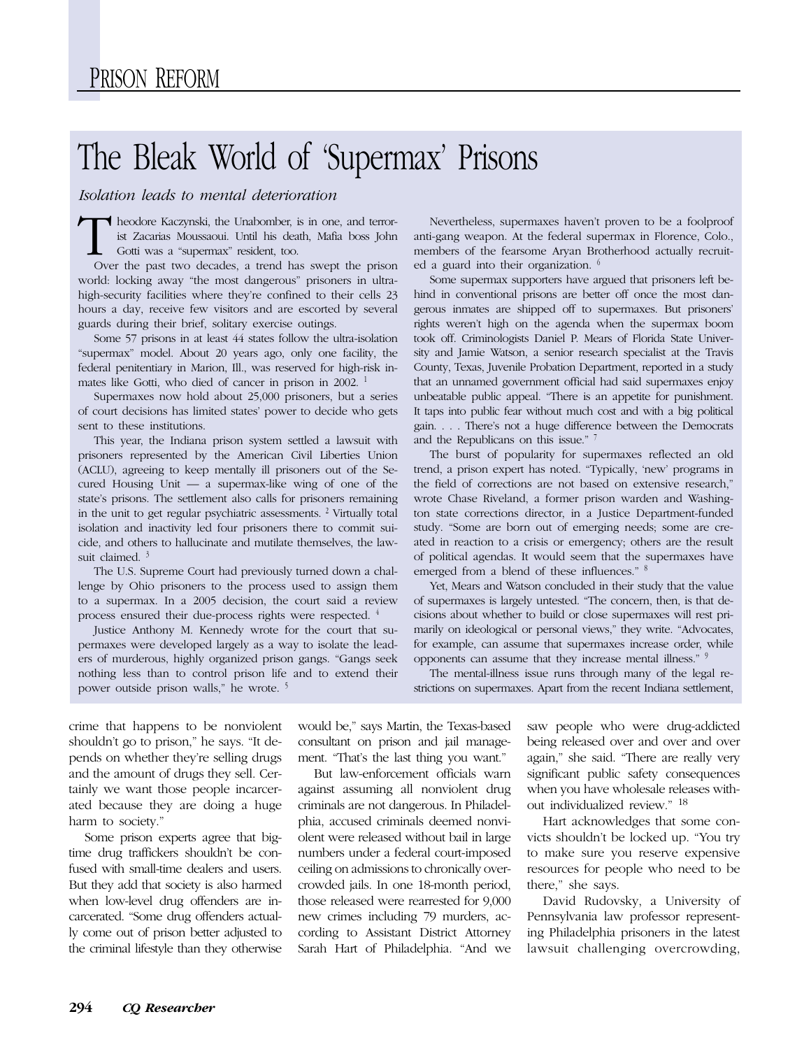## Prison Reform

# The Bleak World of 'Supermax' Prisons

*Isolation leads to mental deterioration*

Theodore Kaczynski, the Unabomber, is in one, and terrorist Zacarias Moussaoui. Until his death, Mafia boss John Gotti was a "supermax" resident, too.

Over the past two decades, a trend has swept the prison world: locking away "the most dangerous" prisoners in ultra-high-security facilities where they're confined to their cells 23 hours a day, receive few visitors and are escorted by several guards during their brief, solitary exercise outings.

Some 57 prisons in at least 44 states follow the ultra-isolation "supermax" model. About 20 years ago, only one facility, the federal penitentiary in Marion, Ill., was reserved for high-risk inmates like Gotti, who died of cancer in prison in 2002. [1]

Supermaxes now hold about 25,000 prisoners, but a series of court decisions has limited states' power to decide who gets sent to these institutions.

This year, the Indiana prison system settled a lawsuit with prisoners represented by the American Civil Liberties Union (ACLU), agreeing to keep mentally ill prisoners out of the Secured Housing Unit — a supermax-like wing of one of the state's prisons. The settlement also calls for prisoners remaining in the unit to get regular psychiatric assessments. [2] Virtually total isolation and inactivity led four prisoners there to commit suicide, and others to hallucinate and mutilate themselves, the lawsuit claimed. [3]

The U.S. Supreme Court had previously turned down a challenge by Ohio prisoners to the process used to assign them to a supermax. In a 2005 decision, the court said a review process ensured their due-process rights were respected. [4]

Justice Anthony M. Kennedy wrote for the court that supermaxes were developed largely as a way to isolate the leaders of murderous, highly organized prison gangs. "Gangs seek nothing less than to control prison life and to extend their power outside prison walls," he wrote. [5]

Nevertheless, supermaxes haven't proven to be a foolproof anti-gang weapon. At the federal supermax in Florence, Colo., members of the fearsome Aryan Brotherhood actually recruited a guard into their organization. [6]

Some supermax supporters have argued that prisoners left behind in conventional prisons are better off once the most dangerous inmates are shipped off to supermaxes. But prisoners' rights weren't high on the agenda when the supermax boom took off. Criminologists Daniel P. Mears of Florida State University and Jamie Watson, a senior research specialist at the Travis County, Texas, Juvenile Probation Department, reported in a study that an unnamed government official had said supermaxes enjoy unbeatable public appeal. "There is an appetite for punishment. It taps into public fear without much cost and with a big political gain. . . . There's not a huge difference between the Democrats and the Republicans on this issue." [7]

The burst of popularity for supermaxes reflected an old trend, a prison expert has noted. "Typically, 'new' programs in the field of corrections are not based on extensive research," wrote Chase Riveland, a former prison warden and Washington state corrections director, in a Justice Department-funded study. "Some are born out of emerging needs; some are created in reaction to a crisis or emergency; others are the result of political agendas. It would seem that the supermaxes have emerged from a blend of these influences." [8]

Yet, Mears and Watson concluded in their study that the value of supermaxes is largely untested. "The concern, then, is that decisions about whether to build or close supermaxes will rest primarily on ideological or personal views," they write. "Advocates, for example, can assume that supermaxes increase order, while opponents can assume that they increase mental illness." [9]

The mental-illness issue runs through many of the legal restrictions on supermaxes. Apart from the recent Indiana settlement,

---

crime that happens to be nonviolent shouldn't go to prison," he says. "It depends on whether they're selling drugs and the amount of drugs they sell. Certainly we want those people incarcerated because they are doing a huge harm to society."

Some prison experts agree that big-time drug traffickers shouldn't be confused with small-time dealers and users. But they add that society is also harmed when low-level drug offenders are incarcerated. "Some drug offenders actually come out of prison better adjusted to the criminal lifestyle than they otherwise would be," says Martin, the Texas-based consultant on prison and jail management. "That's the last thing you want."

But law-enforcement officials warn against assuming all nonviolent drug criminals are not dangerous. In Philadelphia, accused criminals deemed nonviolent were released without bail in large numbers under a federal court-imposed ceiling on admissions to chronically overcrowded jails. In one 18-month period, those released were rearrested for 9,000 new crimes including 79 murders, according to Assistant District Attorney Sarah Hart of Philadelphia. "And we saw people who were drug-addicted being released over and over and over again," she said. "There are really very significant public safety consequences when you have wholesale releases without individualized review." [18]

Hart acknowledges that some convicts shouldn't be locked up. "You try to make sure you reserve expensive resources for people who need to be there," she says.

David Rudovsky, a University of Pennsylvania law professor representing Philadelphia prisoners in the latest lawsuit challenging overcrowding,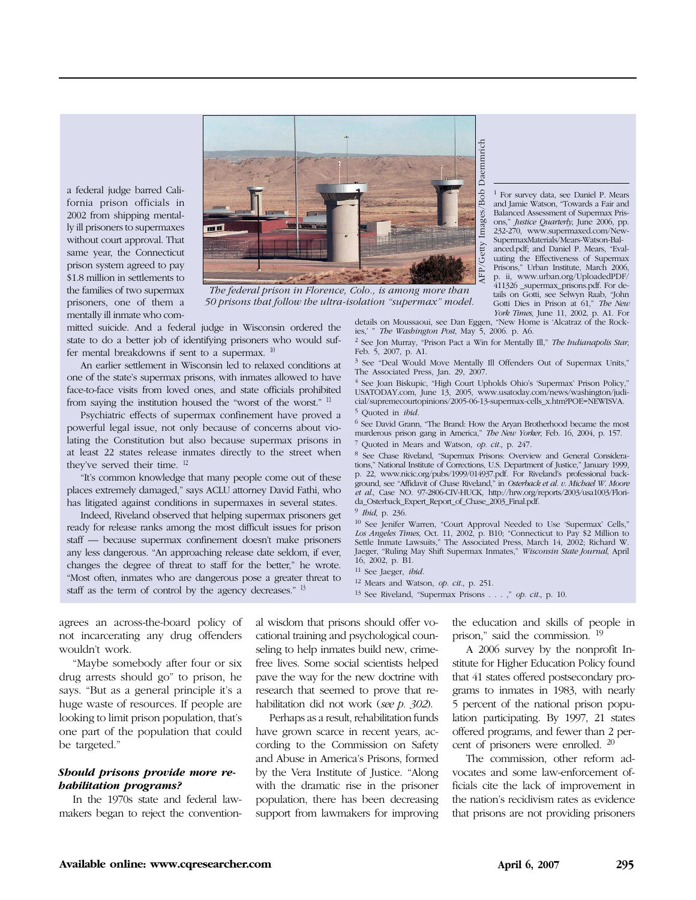a federal judge barred California prison officials in 2002 from shipping mentally ill prisoners to supermaxes without court approval. That same year, the Connecticut prison system agreed to pay $1.8 million in settlements to the families of two supermax prisoners, one of them a mentally ill inmate who committed suicide. And a federal judge in Wisconsin ordered the state to do a better job of identifying prisoners who would suffer mental breakdowns if sent to a supermax. [10]

*The federal prison in Florence, Colo., is among more than 50 prisons that follow the ultra-isolation "supermax" model.*

AFP/Getty Images/Bob Daemmrich

An earlier settlement in Wisconsin led to relaxed conditions at one of the state's supermax prisons, with inmates allowed to have face-to-face visits from loved ones, and state officials prohibited from saying the institution housed the "worst of the worst." [11]

Psychiatric effects of supermax confinement have proved a powerful legal issue, not only because of concerns about violating the Constitution but also because supermax prisons in at least 22 states release inmates directly to the street when they've served their time. [12]

"It's common knowledge that many people come out of these places extremely damaged," says ACLU attorney David Fathi, who has litigated against conditions in supermaxes in several states.

Indeed, Riveland observed that helping supermax prisoners get ready for release ranks among the most difficult issues for prison staff — because supermax confinement doesn't make prisoners any less dangerous. "An approaching release date seldom, if ever, changes the degree of threat to staff for the better," he wrote. "Most often, inmates who are dangerous pose a greater threat to staff as the term of control by the agency decreases." [13]

[1] For survey data, see Daniel P. Mears and Jamie Watson, "Towards a Fair and Balanced Assessment of Supermax Prisons," *Justice Quarterly*, June 2006, pp. 232-270, www.supermaxed.com/NewSupermaxMaterials/Mears-Watson-Balanced.pdf; and Daniel P. Mears, "Evaluating the Effectiveness of Supermax Prisons," Urban Institute, March 2006, p. ii, www.urban.org/UploadedPDF/411326 _supermax_prisons.pdf. For details on Gotti, see Selwyn Raab, "John Gotti Dies in Prison at 61," *The New York Times*, June 11, 2002, p. A1. For details on Moussaoui, see Dan Eggen, "New Home is 'Alcatraz of the Rockies,' " *The Washington Post*, May 5, 2006. p. A6.

[2] See Jon Murray, "Prison Pact a Win for Mentally Ill," *The Indianapolis Star*, Feb. 5, 2007, p. A1.

[3] See "Deal Would Move Mentally Ill Offenders Out of Supermax Units," The Associated Press, Jan. 29, 2007.

[4] See Joan Biskupic, "High Court Upholds Ohio's 'Supermax' Prison Policy," USATODAY.com, June 13, 2005, www.usatoday.com/news/washington/judicial/supremecourtopinions/2005-06-13-supermax-cells_x.htm?POE=NEWISVA.

[5] Quoted in *ibid*.

[6] See David Grann, "The Brand: How the Aryan Brotherhood became the most murderous prison gang in America," *The New Yorker*, Feb. 16, 2004, p. 157.

[7] Quoted in Mears and Watson, *op. cit.*, p. 247.

[8] See Chase Riveland, "Supermax Prisons: Overview and General Considerations," National Institute of Corrections, U.S. Department of Justice," January 1999, p. 22, www.nicic.org/pubs/1999/014937.pdf. For Riveland's professional background, see "Affidavit of Chase Riveland," in *Osterback et al. v. Michael W. Moore et al.*, Case NO. 97-2806-CIV-HUCK, http://hrw.org/reports/2003/usa1003/Florida_Osterback_Expert_Report_of_Chase_2003_Final.pdf.

[9] *Ibid*, p. 236.

[10] See Jenifer Warren, "Court Approval Needed to Use 'Supermax' Cells," *Los Angeles Times*, Oct. 11, 2002, p. B10; "Connecticut to Pay $2 Million to Settle Inmate Lawsuits," The Associated Press, March 14, 2002; Richard W. Jaeger, "Ruling May Shift Supermax Inmates," *Wisconsin State Journal*, April 16, 2002, p. B1.

[11] See Jaeger, *ibid*.

[12] Mears and Watson, *op. cit.*, p. 251.

[13] See Riveland, "Supermax Prisons . . . ," *op. cit.*, p. 10.

agrees an across-the-board policy of not incarcerating any drug offenders wouldn't work.

"Maybe somebody after four or six drug arrests should go" to prison, he says. "But as a general principle it's a huge waste of resources. If people are looking to limit prison population, that's one part of the population that could be targeted."

### *Should prisons provide more rehabilitation programs?*

In the 1970s state and federal lawmakers began to reject the conventional wisdom that prisons should offer vocational training and psychological counseling to help inmates build new, crime-free lives. Some social scientists helped pave the way for the new doctrine with research that seemed to prove that rehabilitation did not work (*see p. 302*).

Perhaps as a result, rehabilitation funds have grown scarce in recent years, according to the Commission on Safety and Abuse in America's Prisons, formed by the Vera Institute of Justice. "Along with the dramatic rise in the prisoner population, there has been decreasing support from lawmakers for improving the education and skills of people in prison," said the commission. [19]

A 2006 survey by the nonprofit Institute for Higher Education Policy found that 41 states offered postsecondary programs to inmates in 1983, with nearly 5 percent of the national prison population participating. By 1997, 21 states offered programs, and fewer than 2 percent of prisoners were enrolled. [20]

The commission, other reform advocates and some law-enforcement officials cite the lack of improvement in the nation's recidivism rates as evidence that prisons are not providing prisoners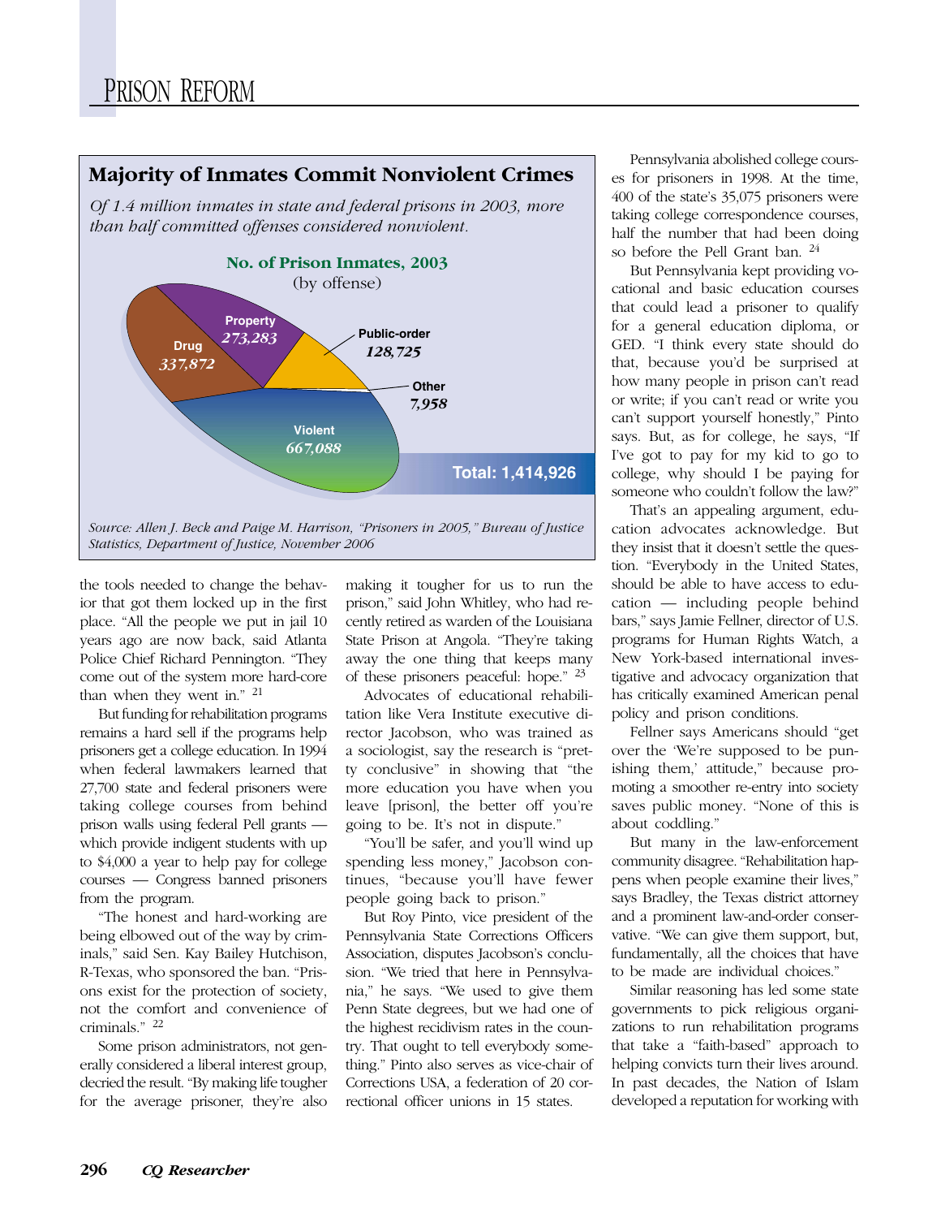## Majority of Inmates Commit Nonviolent Crimes

*Of 1.4 million inmates in state and federal prisons in 2003, more than half committed offenses considered nonviolent.*

**No. of Prison Inmates, 2003**
(by offense)

| Offense | Inmates |
|---|---|
| Violent | 667,088 |
| Drug | 337,872 |
| Property | 273,283 |
| Public-order | 128,725 |
| Other | 7,958 |
| **Total** | **1,414,926** |

*Source: Allen J. Beck and Paige M. Harrison, "Prisoners in 2005," Bureau of Justice Statistics, Department of Justice, November 2006*

the tools needed to change the behavior that got them locked up in the first place. "All the people we put in jail 10 years ago are now back, said Atlanta Police Chief Richard Pennington. "They come out of the system more hard-core than when they went in." [21]

But funding for rehabilitation programs remains a hard sell if the programs help prisoners get a college education. In 1994 when federal lawmakers learned that 27,700 state and federal prisoners were taking college courses from behind prison walls using federal Pell grants — which provide indigent students with up to $4,000 a year to help pay for college courses — Congress banned prisoners from the program.

"The honest and hard-working are being elbowed out of the way by criminals," said Sen. Kay Bailey Hutchison, R-Texas, who sponsored the ban. "Prisons exist for the protection of society, not the comfort and convenience of criminals." [22]

Some prison administrators, not generally considered a liberal interest group, decried the result. "By making life tougher for the average prisoner, they're also making it tougher for us to run the prison," said John Whitley, who had recently retired as warden of the Louisiana State Prison at Angola. "They're taking away the one thing that keeps many of these prisoners peaceful: hope." [23]

Advocates of educational rehabilitation like Vera Institute executive director Jacobson, who was trained as a sociologist, say the research is "pretty conclusive" in showing that "the more education you have when you leave [prison], the better off you're going to be. It's not in dispute."

"You'll be safer, and you'll wind up spending less money," Jacobson continues, "because you'll have fewer people going back to prison."

But Roy Pinto, vice president of the Pennsylvania State Corrections Officers Association, disputes Jacobson's conclusion. "We tried that here in Pennsylvania," he says. "We used to give them Penn State degrees, but we had one of the highest recidivism rates in the country. That ought to tell everybody something." Pinto also serves as vice-chair of Corrections USA, a federation of 20 correctional officer unions in 15 states.

Pennsylvania abolished college courses for prisoners in 1998. At the time, 400 of the state's 35,075 prisoners were taking college correspondence courses, half the number that had been doing so before the Pell Grant ban. [24]

But Pennsylvania kept providing vocational and basic education courses that could lead a prisoner to qualify for a general education diploma, or GED. "I think every state should do that, because you'd be surprised at how many people in prison can't read or write; if you can't read or write you can't support yourself honestly," Pinto says. But, as for college, he says, "If I've got to pay for my kid to go to college, why should I be paying for someone who couldn't follow the law?"

That's an appealing argument, education advocates acknowledge. But they insist that it doesn't settle the question. "Everybody in the United States, should be able to have access to education — including people behind bars," says Jamie Fellner, director of U.S. programs for Human Rights Watch, a New York-based international investigative and advocacy organization that has critically examined American penal policy and prison conditions.

Fellner says Americans should "get over the 'We're supposed to be punishing them,' attitude," because promoting a smoother re-entry into society saves public money. "None of this is about coddling."

But many in the law-enforcement community disagree. "Rehabilitation happens when people examine their lives," says Bradley, the Texas district attorney and a prominent law-and-order conservative. "We can give them support, but, fundamentally, all the choices that have to be made are individual choices."

Similar reasoning has led some state governments to pick religious organizations to run rehabilitation programs that take a "faith-based" approach to helping convicts turn their lives around. In past decades, the Nation of Islam developed a reputation for working with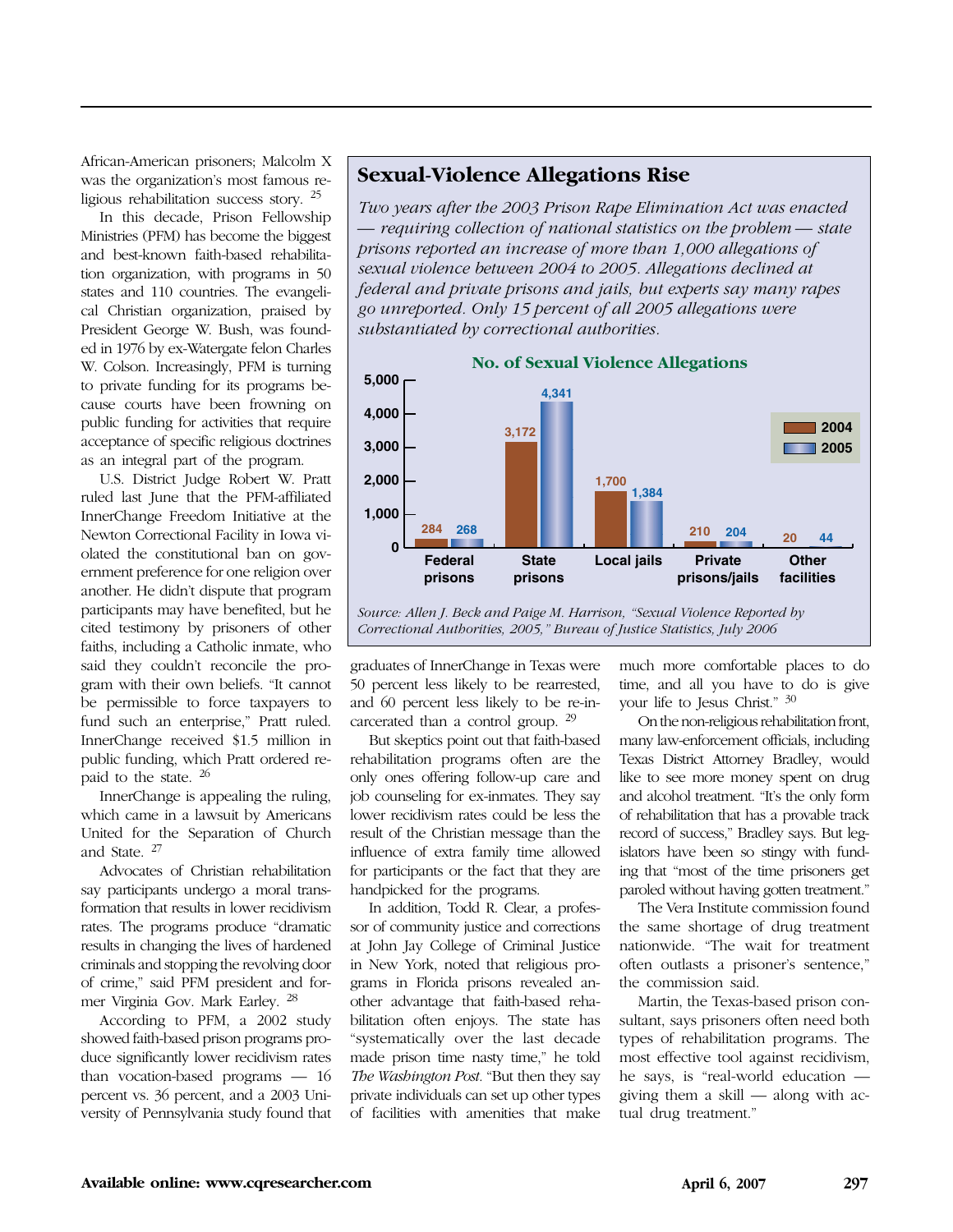African-American prisoners; Malcolm X was the organization's most famous religious rehabilitation success story. [25]

In this decade, Prison Fellowship Ministries (PFM) has become the biggest and best-known faith-based rehabilitation organization, with programs in 50 states and 110 countries. The evangelical Christian organization, praised by President George W. Bush, was founded in 1976 by ex-Watergate felon Charles W. Colson. Increasingly, PFM is turning to private funding for its programs because courts have been frowning on public funding for activities that require acceptance of specific religious doctrines as an integral part of the program.

U.S. District Judge Robert W. Pratt ruled last June that the PFM-affiliated InnerChange Freedom Initiative at the Newton Correctional Facility in Iowa violated the constitutional ban on government preference for one religion over another. He didn't dispute that program participants may have benefited, but he cited testimony by prisoners of other faiths, including a Catholic inmate, who said they couldn't reconcile the program with their own beliefs. "It cannot be permissible to force taxpayers to fund such an enterprise," Pratt ruled. InnerChange received $1.5 million in public funding, which Pratt ordered repaid to the state. [26]

InnerChange is appealing the ruling, which came in a lawsuit by Americans United for the Separation of Church and State. [27]

Advocates of Christian rehabilitation say participants undergo a moral transformation that results in lower recidivism rates. The programs produce "dramatic results in changing the lives of hardened criminals and stopping the revolving door of crime," said PFM president and former Virginia Gov. Mark Earley. [28]

According to PFM, a 2002 study showed faith-based prison programs produce significantly lower recidivism rates than vocation-based programs — 16 percent vs. 36 percent, and a 2003 University of Pennsylvania study found that graduates of InnerChange in Texas were 50 percent less likely to be rearrested, and 60 percent less likely to be re-incarcerated than a control group. [29]

But skeptics point out that faith-based rehabilitation programs often are the only ones offering follow-up care and job counseling for ex-inmates. They say lower recidivism rates could be less the result of the Christian message than the influence of extra family time allowed for participants or the fact that they are handpicked for the programs.

In addition, Todd R. Clear, a professor of community justice and corrections at John Jay College of Criminal Justice in New York, noted that religious programs in Florida prisons revealed another advantage that faith-based rehabilitation often enjoys. The state has "systematically over the last decade made prison time nasty time," he told *The Washington Post*. "But then they say private individuals can set up other types of facilities with amenities that make much more comfortable places to do time, and all you have to do is give your life to Jesus Christ." [30]

On the non-religious rehabilitation front, many law-enforcement officials, including Texas District Attorney Bradley, would like to see more money spent on drug and alcohol treatment. "It's the only form of rehabilitation that has a provable track record of success," Bradley says. But legislators have been so stingy with funding that "most of the time prisoners get paroled without having gotten treatment."

The Vera Institute commission found the same shortage of drug treatment nationwide. "The wait for treatment often outlasts a prisoner's sentence," the commission said.

Martin, the Texas-based prison consultant, says prisoners often need both types of rehabilitation programs. The most effective tool against recidivism, he says, is "real-world education — giving them a skill — along with actual drug treatment."

## Sexual-Violence Allegations Rise

*Two years after the 2003 Prison Rape Elimination Act was enacted — requiring collection of national statistics on the problem — state prisons reported an increase of more than 1,000 allegations of sexual violence between 2004 to 2005. Allegations declined at federal and private prisons and jails, but experts say many rapes go unreported. Only 15 percent of all 2005 allegations were substantiated by correctional authorities.*

**No. of Sexual Violence Allegations**

5,000
4,000
3,000
2,000
1,000
0

Federal prisons: 284, 268
State prisons: 3,172, 4,341
Local jails: 1,700, 1,384
Private prisons/jails: 210, 204
Other facilities: 20, 44

2004
2005

*Source: Allen J. Beck and Paige M. Harrison, "Sexual Violence Reported by Correctional Authorities, 2005," Bureau of Justice Statistics, July 2006*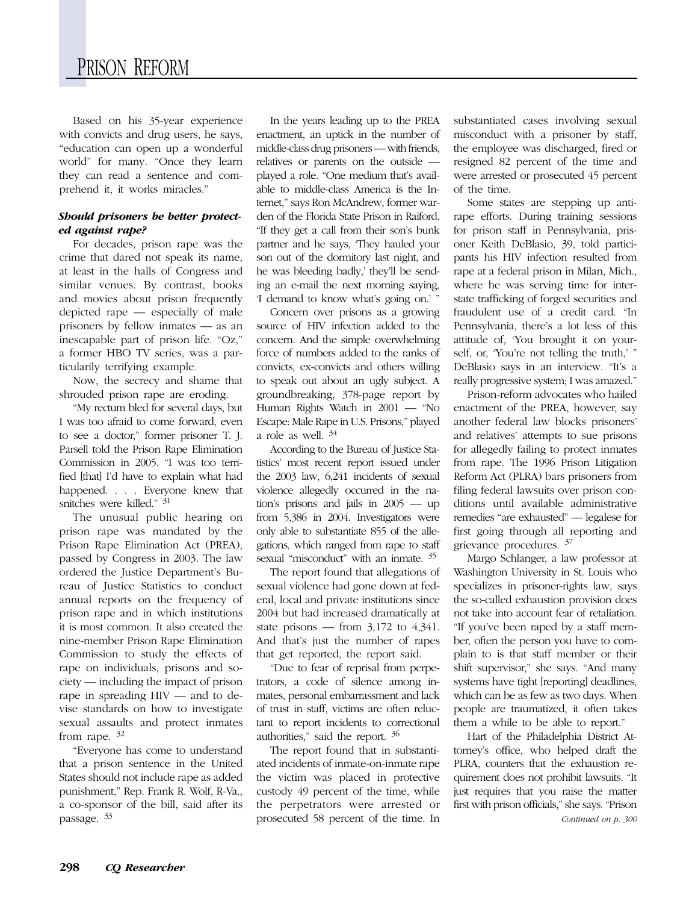Based on his 35-year experience with convicts and drug users, he says, "education can open up a wonderful world" for many. "Once they learn they can read a sentence and comprehend it, it works miracles."

### *Should prisoners be better protected against rape?*

For decades, prison rape was the crime that dared not speak its name, at least in the halls of Congress and similar venues. By contrast, books and movies about prison frequently depicted rape — especially of male prisoners by fellow inmates — as an inescapable part of prison life. "Oz," a former HBO TV series, was a particularly terrifying example.

Now, the secrecy and shame that shrouded prison rape are eroding.

"My rectum bled for several days, but I was too afraid to come forward, even to see a doctor," former prisoner T. J. Parsell told the Prison Rape Elimination Commission in 2005. "I was too terrified [that] I'd have to explain what had happened. . . . Everyone knew that snitches were killed." [31]

The unusual public hearing on prison rape was mandated by the Prison Rape Elimination Act (PREA), passed by Congress in 2003. The law ordered the Justice Department's Bureau of Justice Statistics to conduct annual reports on the frequency of prison rape and in which institutions it is most common. It also created the nine-member Prison Rape Elimination Commission to study the effects of rape on individuals, prisons and society — including the impact of prison rape in spreading HIV — and to devise standards on how to investigate sexual assaults and protect inmates from rape. [32]

"Everyone has come to understand that a prison sentence in the United States should not include rape as added punishment," Rep. Frank R. Wolf, R-Va., a co-sponsor of the bill, said after its passage. [33]

In the years leading up to the PREA enactment, an uptick in the number of middle-class drug prisoners — with friends, relatives or parents on the outside — played a role. "One medium that's available to middle-class America is the Internet," says Ron McAndrew, former warden of the Florida State Prison in Raiford. "If they get a call from their son's bunk partner and he says, 'They hauled your son out of the dormitory last night, and he was bleeding badly,' they'll be sending an e-mail the next morning saying, 'I demand to know what's going on.' "

Concern over prisons as a growing source of HIV infection added to the concern. And the simple overwhelming force of numbers added to the ranks of convicts, ex-convicts and others willing to speak out about an ugly subject. A groundbreaking, 378-page report by Human Rights Watch in 2001 — "No Escape: Male Rape in U.S. Prisons," played a role as well. [34]

According to the Bureau of Justice Statistics' most recent report issued under the 2003 law, 6,241 incidents of sexual violence allegedly occurred in the nation's prisons and jails in 2005 — up from 5,386 in 2004. Investigators were only able to substantiate 855 of the allegations, which ranged from rape to staff sexual "misconduct" with an inmate. [35]

The report found that allegations of sexual violence had gone down at federal, local and private institutions since 2004 but had increased dramatically at state prisons — from 3,172 to 4,341. And that's just the number of rapes that get reported, the report said.

"Due to fear of reprisal from perpetrators, a code of silence among inmates, personal embarrassment and lack of trust in staff, victims are often reluctant to report incidents to correctional authorities," said the report. [36]

The report found that in substantiated incidents of inmate-on-inmate rape the victim was placed in protective custody 49 percent of the time, while the perpetrators were arrested or prosecuted 58 percent of the time. In substantiated cases involving sexual misconduct with a prisoner by staff, the employee was discharged, fired or resigned 82 percent of the time and were arrested or prosecuted 45 percent of the time.

Some states are stepping up anti-rape efforts. During training sessions for prison staff in Pennsylvania, prisoner Keith DeBlasio, 39, told participants his HIV infection resulted from rape at a federal prison in Milan, Mich., where he was serving time for interstate trafficking of forged securities and fraudulent use of a credit card. "In Pennsylvania, there's a lot less of this attitude of, 'You brought it on yourself, or, 'You're not telling the truth,' " DeBlasio says in an interview. "It's a really progressive system; I was amazed."

Prison-reform advocates who hailed enactment of the PREA, however, say another federal law blocks prisoners' and relatives' attempts to sue prisons for allegedly failing to protect inmates from rape. The 1996 Prison Litigation Reform Act (PLRA) bars prisoners from filing federal lawsuits over prison conditions until available administrative remedies "are exhausted" — legalese for first going through all reporting and grievance procedures. [37]

Margo Schlanger, a law professor at Washington University in St. Louis who specializes in prisoner-rights law, says the so-called exhaustion provision does not take into account fear of retaliation. "If you've been raped by a staff member, often the person you have to complain to is that staff member or their shift supervisor," she says. "And many systems have tight [reporting] deadlines, which can be as few as two days. When people are traumatized, it often takes them a while to be able to report."

Hart of the Philadelphia District Attorney's office, who helped draft the PLRA, counters that the exhaustion requirement does not prohibit lawsuits. "It just requires that you raise the matter first with prison officials," she says. "Prison

*Continued on p. 300*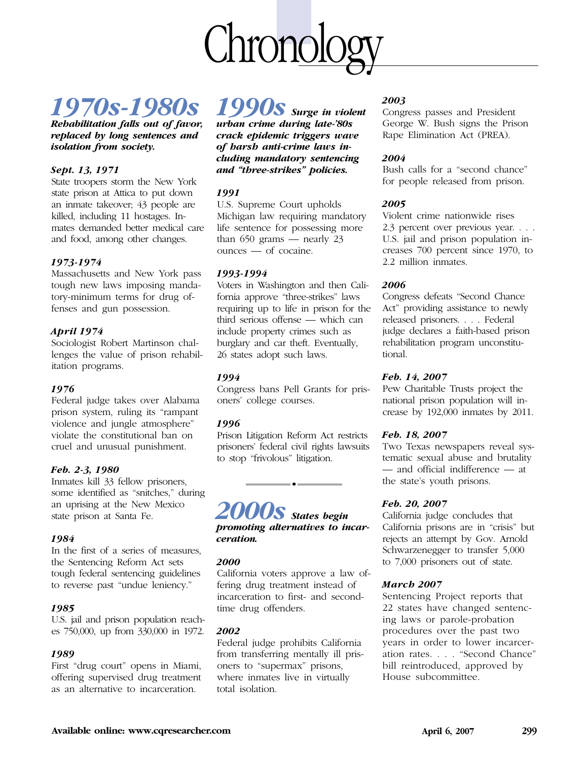# Chronology

## 1970s-1980s

***Rehabilitation falls out of favor, replaced by long sentences and isolation from society.***

***Sept. 13, 1971***
State troopers storm the New York state prison at Attica to put down an inmate takeover; 43 people are killed, including 11 hostages. Inmates demanded better medical care and food, among other changes.

***1973-1974***
Massachusetts and New York pass tough new laws imposing mandatory-minimum terms for drug offenses and gun possession.

***April 1974***
Sociologist Robert Martinson challenges the value of prison rehabilitation programs.

***1976***
Federal judge takes over Alabama prison system, ruling its "rampant violence and jungle atmosphere" violate the constitutional ban on cruel and unusual punishment.

***Feb. 2-3, 1980***
Inmates kill 33 fellow prisoners, some identified as "snitches," during an uprising at the New Mexico state prison at Santa Fe.

***1984***
In the first of a series of measures, the Sentencing Reform Act sets tough federal sentencing guidelines to reverse past "undue leniency."

***1985***
U.S. jail and prison population reaches 750,000, up from 330,000 in 1972.

***1989***
First "drug court" opens in Miami, offering supervised drug treatment as an alternative to incarceration.

## 1990s

***Surge in violent urban crime during late-'80s crack epidemic triggers wave of harsh anti-crime laws including mandatory sentencing and "three-strikes" policies.***

***1991***
U.S. Supreme Court upholds Michigan law requiring mandatory life sentence for possessing more than 650 grams — nearly 23 ounces — of cocaine.

***1993-1994***
Voters in Washington and then California approve "three-strikes" laws requiring up to life in prison for the third serious offense — which can include property crimes such as burglary and car theft. Eventually, 26 states adopt such laws.

***1994***
Congress bans Pell Grants for prisoners' college courses.

***1996***
Prison Litigation Reform Act restricts prisoners' federal civil rights lawsuits to stop "frivolous" litigation.

## 2000s

***States begin promoting alternatives to incarceration.***

***2000***
California voters approve a law offering drug treatment instead of incarceration to first- and second-time drug offenders.

***2002***
Federal judge prohibits California from transferring mentally ill prisoners to "supermax" prisons, where inmates live in virtually total isolation.

***2003***
Congress passes and President George W. Bush signs the Prison Rape Elimination Act (PREA).

***2004***
Bush calls for a "second chance" for people released from prison.

***2005***
Violent crime nationwide rises 2.3 percent over previous year. . . . U.S. jail and prison population increases 700 percent since 1970, to 2.2 million inmates.

***2006***
Congress defeats "Second Chance Act" providing assistance to newly released prisoners. . . . Federal judge declares a faith-based prison rehabilitation program unconstitutional.

***Feb. 14, 2007***
Pew Charitable Trusts project the national prison population will increase by 192,000 inmates by 2011.

***Feb. 18, 2007***
Two Texas newspapers reveal systematic sexual abuse and brutality — and official indifference — at the state's youth prisons.

***Feb. 20, 2007***
California judge concludes that California prisons are in "crisis" but rejects an attempt by Gov. Arnold Schwarzenegger to transfer 5,000 to 7,000 prisoners out of state.

***March 2007***
Sentencing Project reports that 22 states have changed sentencing laws or parole-probation procedures over the past two years in order to lower incarceration rates. . . . "Second Chance" bill reintroduced, approved by House subcommittee.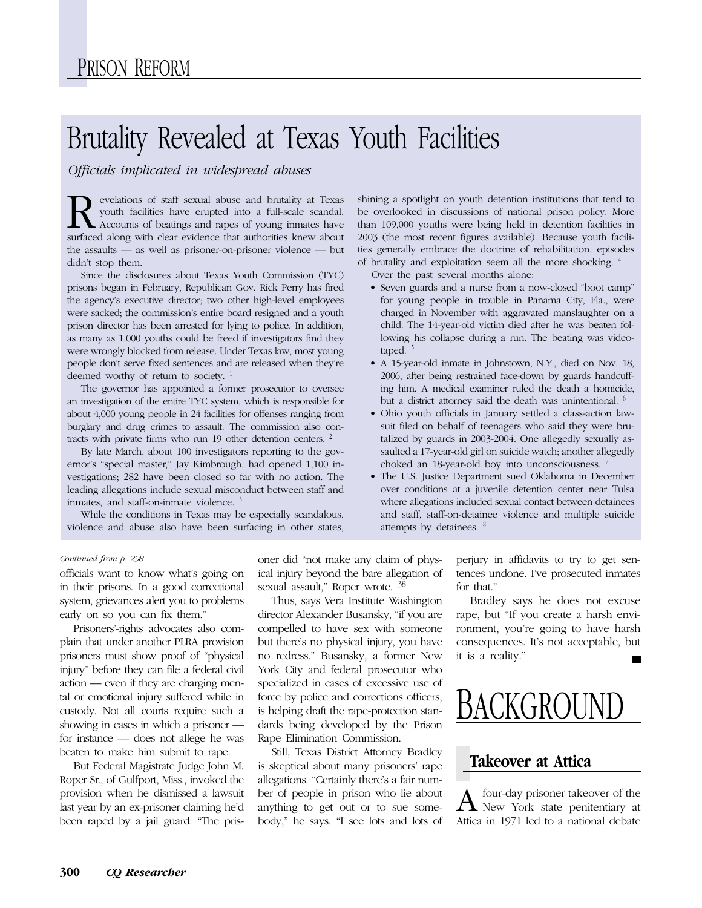# Prison Reform

## Brutality Revealed at Texas Youth Facilities

*Officials implicated in widespread abuses*

Revelations of staff sexual abuse and brutality at Texas youth facilities have erupted into a full-scale scandal. Accounts of beatings and rapes of young inmates have surfaced along with clear evidence that authorities knew about the assaults — as well as prisoner-on-prisoner violence — but didn't stop them.

Since the disclosures about Texas Youth Commission (TYC) prisons began in February, Republican Gov. Rick Perry has fired the agency's executive director; two other high-level employees were sacked; the commission's entire board resigned and a youth prison director has been arrested for lying to police. In addition, as many as 1,000 youths could be freed if investigators find they were wrongly blocked from release. Under Texas law, most young people don't serve fixed sentences and are released when they're deemed worthy of return to society. [1]

The governor has appointed a former prosecutor to oversee an investigation of the entire TYC system, which is responsible for about 4,000 young people in 24 facilities for offenses ranging from burglary and drug crimes to assault. The commission also contracts with private firms who run 19 other detention centers. [2]

By late March, about 100 investigators reporting to the governor's "special master," Jay Kimbrough, had opened 1,100 investigations; 282 have been closed so far with no action. The leading allegations include sexual misconduct between staff and inmates, and staff-on-inmate violence. [3]

While the conditions in Texas may be especially scandalous, violence and abuse also have been surfacing in other states, shining a spotlight on youth detention institutions that tend to be overlooked in discussions of national prison policy. More than 109,000 youths were being held in detention facilities in 2003 (the most recent figures available). Because youth facilities generally embrace the doctrine of rehabilitation, episodes of brutality and exploitation seem all the more shocking. [4]

Over the past several months alone:

- Seven guards and a nurse from a now-closed "boot camp" for young people in trouble in Panama City, Fla., were charged in November with aggravated manslaughter on a child. The 14-year-old victim died after he was beaten following his collapse during a run. The beating was videotaped. [5]
- A 15-year-old inmate in Johnstown, N.Y., died on Nov. 18, 2006, after being restrained face-down by guards handcuffing him. A medical examiner ruled the death a homicide, but a district attorney said the death was unintentional. [6]
- Ohio youth officials in January settled a class-action lawsuit filed on behalf of teenagers who said they were brutalized by guards in 2003-2004. One allegedly sexually assaulted a 17-year-old girl on suicide watch; another allegedly choked an 18-year-old boy into unconsciousness. [7]
- The U.S. Justice Department sued Oklahoma in December over conditions at a juvenile detention center near Tulsa where allegations included sexual contact between detainees and staff, staff-on-detainee violence and multiple suicide attempts by detainees. [8]

*Continued from p. 298*

officials want to know what's going on in their prisons. In a good correctional system, grievances alert you to problems early on so you can fix them."

Prisoners'-rights advocates also complain that under another PLRA provision prisoners must show proof of "physical injury" before they can file a federal civil action — even if they are charging mental or emotional injury suffered while in custody. Not all courts require such a showing in cases in which a prisoner — for instance — does not allege he was beaten to make him submit to rape.

But Federal Magistrate Judge John M. Roper Sr., of Gulfport, Miss., invoked the provision when he dismissed a lawsuit last year by an ex-prisoner claiming he'd been raped by a jail guard. "The prisoner did "not make any claim of physical injury beyond the bare allegation of sexual assault," Roper wrote. [38]

Thus, says Vera Institute Washington director Alexander Busansky, "if you are compelled to have sex with someone but there's no physical injury, you have no redress." Busansky, a former New York City and federal prosecutor who specialized in cases of excessive use of force by police and corrections officers, is helping draft the rape-protection standards being developed by the Prison Rape Elimination Commission.

Still, Texas District Attorney Bradley is skeptical about many prisoners' rape allegations. "Certainly there's a fair number of people in prison who lie about anything to get out or to sue somebody," he says. "I see lots and lots of perjury in affidavits to try to get sentences undone. I've prosecuted inmates for that."

Bradley says he does not excuse rape, but "If you create a harsh environment, you're going to have harsh consequences. It's not acceptable, but it is a reality."

# Background

## Takeover at Attica

A four-day prisoner takeover of the New York state penitentiary at Attica in 1971 led to a national debate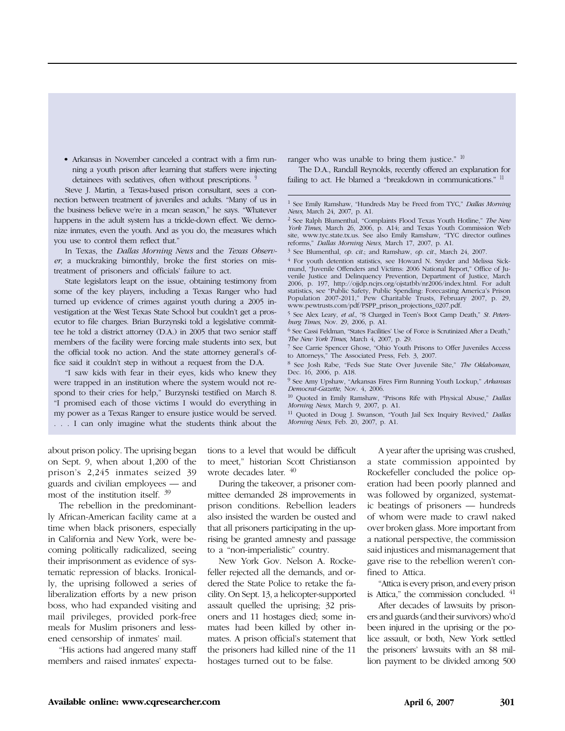- Arkansas in November canceled a contract with a firm running a youth prison after learning that staffers were injecting detainees with sedatives, often without prescriptions. [9]

Steve J. Martin, a Texas-based prison consultant, sees a connection between treatment of juveniles and adults. "Many of us in the business believe we're in a mean season," he says. "Whatever happens in the adult system has a trickle-down effect. We demonize inmates, even the youth. And as you do, the measures which you use to control them reflect that."

In Texas, the *Dallas Morning News* and the *Texas Observer*, a muckraking bimonthly, broke the first stories on mistreatment of prisoners and officials' failure to act.

State legislators leapt on the issue, obtaining testimony from some of the key players, including a Texas Ranger who had turned up evidence of crimes against youth during a 2005 investigation at the West Texas State School but couldn't get a prosecutor to file charges. Brian Burzynski told a legislative committee he told a district attorney (D.A.) in 2005 that two senior staff members of the facility were forcing male students into sex, but the official took no action. And the state attorney general's office said it couldn't step in without a request from the D.A.

"I saw kids with fear in their eyes, kids who knew they were trapped in an institution where the system would not respond to their cries for help," Burzynski testified on March 8. "I promised each of those victims I would do everything in my power as a Texas Ranger to ensure justice would be served. . . . I can only imagine what the students think about the ranger who was unable to bring them justice." [10]

The D.A., Randall Reynolds, recently offered an explanation for failing to act. He blamed a "breakdown in communications." [11]

---

[1] See Emily Ramshaw, "Hundreds May be Freed from TYC," *Dallas Morning News*, March 24, 2007, p. A1.

[2] See Ralph Blumenthal, "Complaints Flood Texas Youth Hotline," *The New York Times*, March 26, 2006, p. A14; and Texas Youth Commission Web site, www.tyc.state.tx.us. See also Emily Ramshaw, "TYC director outlines reforms," *Dallas Morning News*, March 17, 2007, p. A1.

[3] See Blumenthal, *op. cit.*; and Ramshaw, *op. cit.*, March 24, 2007.

[4] For youth detention statistics, see Howard N. Snyder and Melissa Sickmund, "Juvenile Offenders and Victims: 2006 National Report," Office of Juvenile Justice and Delinquency Prevention, Department of Justice, March 2006, p. 197, http://ojjdp.ncjrs.org/ojstatbb/nr2006/index.html. For adult statistics, see "Public Safety, Public Spending: Forecasting America's Prison Population 2007-2011," Pew Charitable Trusts, February 2007, p. 29, www.pewtrusts.com/pdf/PSPP_prison_projections_0207.pdf.

[5] See Alex Leary, *et al.*, "8 Charged in Teen's Boot Camp Death," *St. Petersburg Times*, Nov. 29, 2006, p. A1.

[6] See Cassi Feldman, "States Facilities' Use of Force is Scrutinized After a Death," *The New York Times*, March 4, 2007, p. 29.

[7] See Carrie Spencer Ghose, "Ohio Youth Prisons to Offer Juveniles Access to Attorneys," The Associated Press, Feb. 3, 2007.

[8] See Josh Rabe, "Feds Sue State Over Juvenile Site," *The Oklahoman*, Dec. 16, 2006, p. A18.

[9] See Amy Upshaw, "Arkansas Fires Firm Running Youth Lockup," *Arkansas Democrat-Gazette*, Nov. 4, 2006.

[10] Quoted in Emily Ramshaw, "Prisons Rife with Physical Abuse," *Dallas Morning News*, March 9, 2007, p. A1.

[11] Quoted in Doug J. Swanson, "Youth Jail Sex Inquiry Revived," *Dallas Morning News*, Feb. 20, 2007, p. A1.

---

about prison policy. The uprising began on Sept. 9, when about 1,200 of the prison's 2,245 inmates seized 39 guards and civilian employees — and most of the institution itself. [39]

The rebellion in the predominantly African-American facility came at a time when black prisoners, especially in California and New York, were becoming politically radicalized, seeing their imprisonment as evidence of systematic repression of blacks. Ironically, the uprising followed a series of liberalization efforts by a new prison boss, who had expanded visiting and mail privileges, provided pork-free meals for Muslim prisoners and lessened censorship of inmates' mail.

"His actions had angered many staff members and raised inmates' expectations to a level that would be difficult to meet," historian Scott Christianson wrote decades later. [40]

During the takeover, a prisoner committee demanded 28 improvements in prison conditions. Rebellion leaders also insisted the warden be ousted and that all prisoners participating in the uprising be granted amnesty and passage to a "non-imperialistic" country.

New York Gov. Nelson A. Rockefeller rejected all the demands, and ordered the State Police to retake the facility. On Sept. 13, a helicopter-supported assault quelled the uprising; 32 prisoners and 11 hostages died; some inmates had been killed by other inmates. A prison official's statement that the prisoners had killed nine of the 11 hostages turned out to be false.

A year after the uprising was crushed, a state commission appointed by Rockefeller concluded the police operation had been poorly planned and was followed by organized, systematic beatings of prisoners — hundreds of whom were made to crawl naked over broken glass. More important from a national perspective, the commission said injustices and mismanagement that gave rise to the rebellion weren't confined to Attica.

"Attica is every prison, and every prison is Attica," the commission concluded. [41]

After decades of lawsuits by prisoners and guards (and their survivors) who'd been injured in the uprising or the police assault, or both, New York settled the prisoners' lawsuits with an $8 million payment to be divided among 500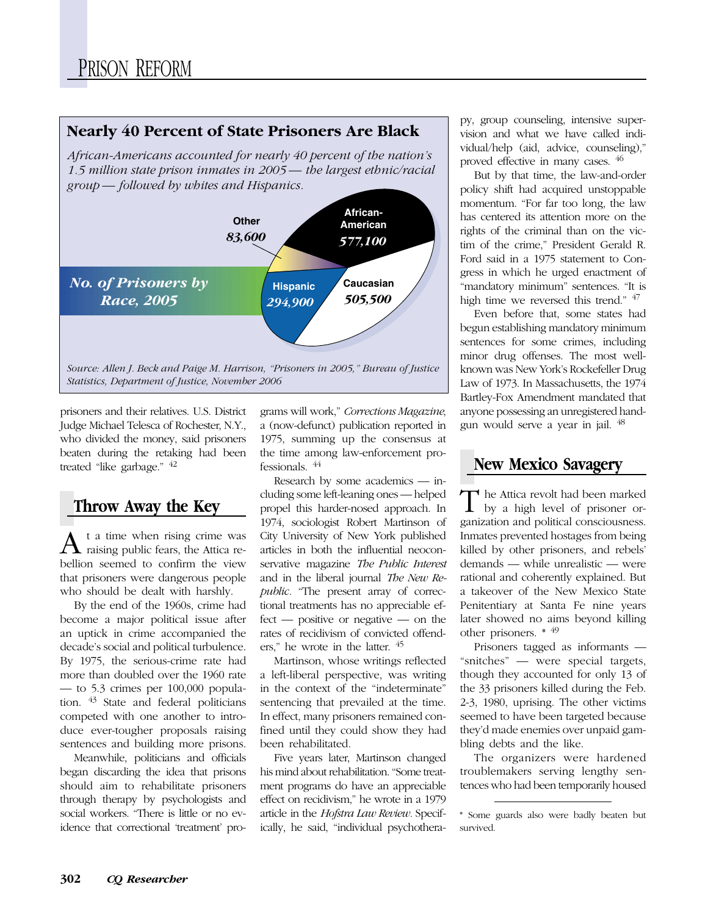## Nearly 40 Percent of State Prisoners Are Black

*African-Americans accounted for nearly 40 percent of the nation's 1.5 million state prison inmates in 2005 — the largest ethnic/racial group — followed by whites and Hispanics.*

*No. of Prisoners by Race, 2005*

African-American *577,100*

Caucasian *505,500*

Hispanic *294,900*

Other *83,600*

*Source: Allen J. Beck and Paige M. Harrison, "Prisoners in 2005," Bureau of Justice Statistics, Department of Justice, November 2006*

prisoners and their relatives. U.S. District Judge Michael Telesca of Rochester, N.Y., who divided the money, said prisoners beaten during the retaking had been treated "like garbage." [42]

## Throw Away the Key

At a time when rising crime was raising public fears, the Attica rebellion seemed to confirm the view that prisoners were dangerous people who should be dealt with harshly.

By the end of the 1960s, crime had become a major political issue after an uptick in crime accompanied the decade's social and political turbulence. By 1975, the serious-crime rate had more than doubled over the 1960 rate — to 5.3 crimes per 100,000 population. [43] State and federal politicians competed with one another to introduce ever-tougher proposals raising sentences and building more prisons.

Meanwhile, politicians and officials began discarding the idea that prisons should aim to rehabilitate prisoners through therapy by psychologists and social workers. "There is little or no evidence that correctional 'treatment' programs will work," *Corrections Magazine*, a (now-defunct) publication reported in 1975, summing up the consensus at the time among law-enforcement professionals. [44]

Research by some academics — including some left-leaning ones — helped propel this harder-nosed approach. In 1974, sociologist Robert Martinson of City University of New York published articles in both the influential neoconservative magazine *The Public Interest* and in the liberal journal *The New Republic*. "The present array of correctional treatments has no appreciable effect — positive or negative — on the rates of recidivism of convicted offenders," he wrote in the latter. [45]

Martinson, whose writings reflected a left-liberal perspective, was writing in the context of the "indeterminate" sentencing that prevailed at the time. In effect, many prisoners remained confined until they could show they had been rehabilitated.

Five years later, Martinson changed his mind about rehabilitation. "Some treatment programs do have an appreciable effect on recidivism," he wrote in a 1979 article in the *Hofstra Law Review*. Specifically, he said, "individual psychotherapy, group counseling, intensive supervision and what we have called individual/help (aid, advice, counseling)," proved effective in many cases. [46]

But by that time, the law-and-order policy shift had acquired unstoppable momentum. "For far too long, the law has centered its attention more on the rights of the criminal than on the victim of the crime," President Gerald R. Ford said in a 1975 statement to Congress in which he urged enactment of "mandatory minimum" sentences. "It is high time we reversed this trend." [47]

Even before that, some states had begun establishing mandatory minimum sentences for some crimes, including minor drug offenses. The most well-known was New York's Rockefeller Drug Law of 1973. In Massachusetts, the 1974 Bartley-Fox Amendment mandated that anyone possessing an unregistered handgun would serve a year in jail. [48]

## New Mexico Savagery

The Attica revolt had been marked by a high level of prisoner organization and political consciousness. Inmates prevented hostages from being killed by other prisoners, and rebels' demands — while unrealistic — were rational and coherently explained. But a takeover of the New Mexico State Penitentiary at Santa Fe nine years later showed no aims beyond killing other prisoners. * [49]

Prisoners tagged as informants — "snitches" — were special targets, though they accounted for only 13 of the 33 prisoners killed during the Feb. 2-3, 1980, uprising. The other victims seemed to have been targeted because they'd made enemies over unpaid gambling debts and the like.

The organizers were hardened troublemakers serving lengthy sentences who had been temporarily housed

\* Some guards also were badly beaten but survived.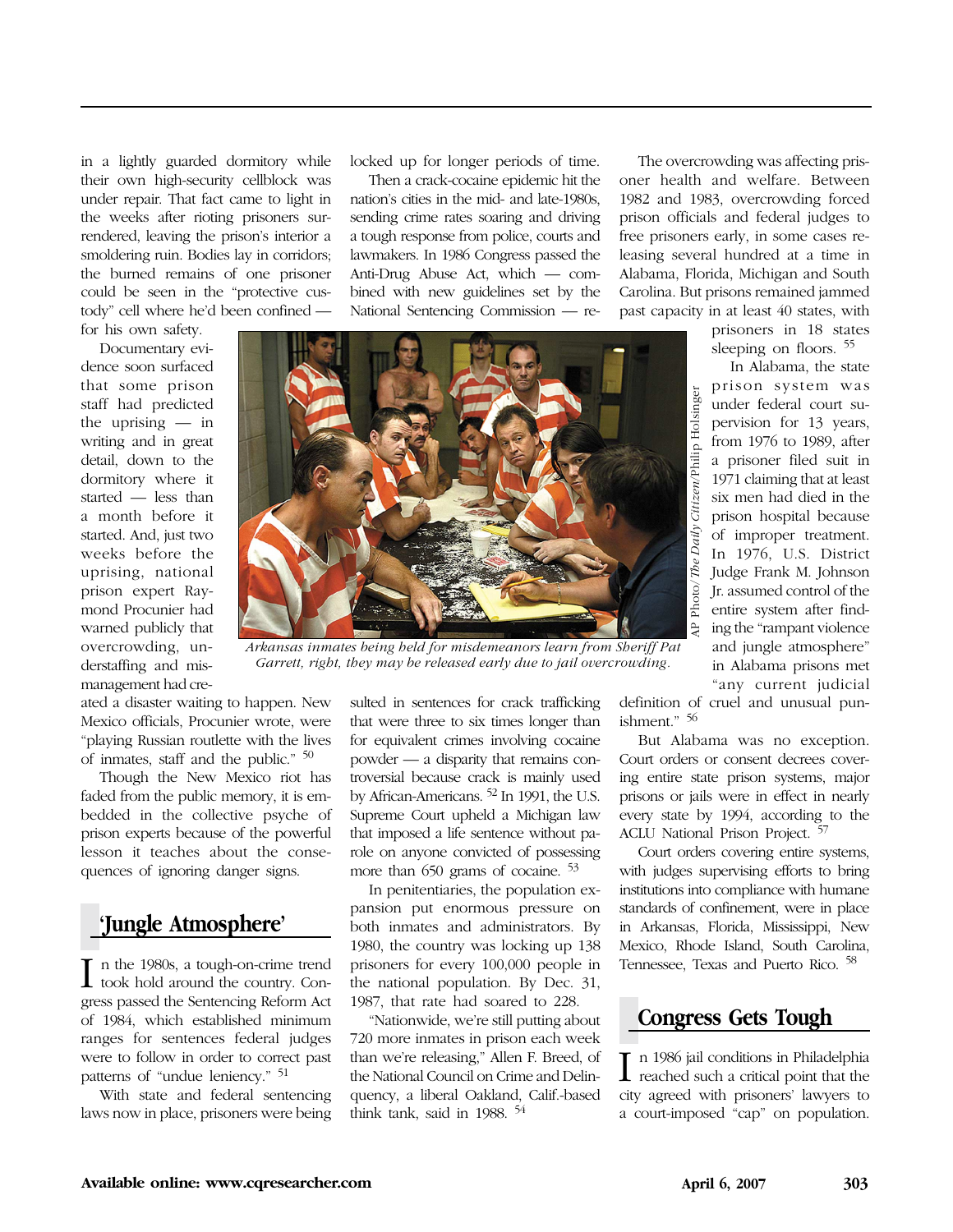in a lightly guarded dormitory while their own high-security cellblock was under repair. That fact came to light in the weeks after rioting prisoners surrendered, leaving the prison's interior a smoldering ruin. Bodies lay in corridors; the burned remains of one prisoner could be seen in the "protective custody" cell where he'd been confined — for his own safety.

Documentary evidence soon surfaced that some prison staff had predicted the uprising — in writing and in great detail, down to the dormitory where it started — less than a month before it started. And, just two weeks before the uprising, national prison expert Raymond Procunier had warned publicly that overcrowding, understaffing and mismanagement had created a disaster waiting to happen. New Mexico officials, Procunier wrote, were "playing Russian roulette with the lives of inmates, staff and the public." [50]

Though the New Mexico riot has faded from the public memory, it is embedded in the collective psyche of prison experts because of the powerful lesson it teaches about the consequences of ignoring danger signs.

## 'Jungle Atmosphere'

In the 1980s, a tough-on-crime trend took hold around the country. Congress passed the Sentencing Reform Act of 1984, which established minimum ranges for sentences federal judges were to follow in order to correct past patterns of "undue leniency." [51]

With state and federal sentencing laws now in place, prisoners were being locked up for longer periods of time.

Then a crack-cocaine epidemic hit the nation's cities in the mid- and late-1980s, sending crime rates soaring and driving a tough response from police, courts and lawmakers. In 1986 Congress passed the Anti-Drug Abuse Act, which — combined with new guidelines set by the National Sentencing Commission — resulted in sentences for crack trafficking that were three to six times longer than for equivalent crimes involving cocaine powder — a disparity that remains controversial because crack is mainly used by African-Americans. [52] In 1991, the U.S. Supreme Court upheld a Michigan law that imposed a life sentence without parole on anyone convicted of possessing more than 650 grams of cocaine. [53]

In penitentiaries, the population expansion put enormous pressure on both inmates and administrators. By 1980, the country was locking up 138 prisoners for every 100,000 people in the national population. By Dec. 31, 1987, that rate had soared to 228.

"Nationwide, we're still putting about 720 more inmates in prison each week than we're releasing," Allen F. Breed, of the National Council on Crime and Delinquency, a liberal Oakland, Calif.-based think tank, said in 1988. [54]

AP Photo/*The Daily Citizen*/Philip Holsinger

*Arkansas inmates being held for misdemeanors learn from Sheriff Pat Garrett, right, they may be released early due to jail overcrowding.*

The overcrowding was affecting prisoner health and welfare. Between 1982 and 1983, overcrowding forced prison officials and federal judges to free prisoners early, in some cases releasing several hundred at a time in Alabama, Florida, Michigan and South Carolina. But prisons remained jammed past capacity in at least 40 states, with prisoners in 18 states sleeping on floors. [55]

In Alabama, the state prison system was under federal court supervision for 13 years, from 1976 to 1989, after a prisoner filed suit in 1971 claiming that at least six men had died in the prison hospital because of improper treatment. In 1976, U.S. District Judge Frank M. Johnson Jr. assumed control of the entire system after finding the "rampant violence and jungle atmosphere" in Alabama prisons met "any current judicial definition of cruel and unusual punishment." [56]

But Alabama was no exception. Court orders or consent decrees covering entire state prison systems, major prisons or jails were in effect in nearly every state by 1994, according to the ACLU National Prison Project. [57]

Court orders covering entire systems, with judges supervising efforts to bring institutions into compliance with humane standards of confinement, were in place in Arkansas, Florida, Mississippi, New Mexico, Rhode Island, South Carolina, Tennessee, Texas and Puerto Rico. [58]

## Congress Gets Tough

In 1986 jail conditions in Philadelphia reached such a critical point that the city agreed with prisoners' lawyers to a court-imposed "cap" on population.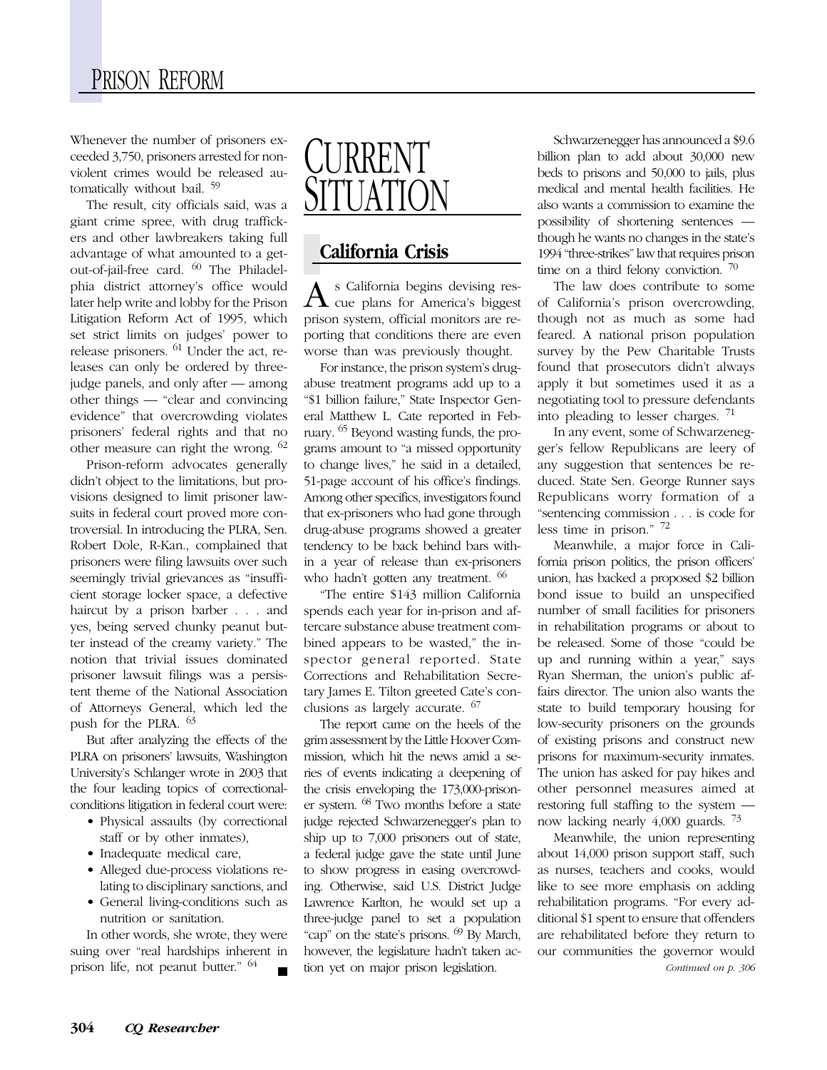Whenever the number of prisoners exceeded 3,750, prisoners arrested for nonviolent crimes would be released automatically without bail. [59]

The result, city officials said, was a giant crime spree, with drug traffickers and other lawbreakers taking full advantage of what amounted to a get-out-of-jail-free card. [60] The Philadelphia district attorney's office would later help write and lobby for the Prison Litigation Reform Act of 1995, which set strict limits on judges' power to release prisoners. [61] Under the act, releases can only be ordered by three-judge panels, and only after — among other things — "clear and convincing evidence" that overcrowding violates prisoners' federal rights and that no other measure can right the wrong. [62]

Prison-reform advocates generally didn't object to the limitations, but provisions designed to limit prisoner lawsuits in federal court proved more controversial. In introducing the PLRA, Sen. Robert Dole, R-Kan., complained that prisoners were filing lawsuits over such seemingly trivial grievances as "insufficient storage locker space, a defective haircut by a prison barber . . . and yes, being served chunky peanut butter instead of the creamy variety." The notion that trivial issues dominated prisoner lawsuit filings was a persistent theme of the National Association of Attorneys General, which led the push for the PLRA. [63]

But after analyzing the effects of the PLRA on prisoners' lawsuits, Washington University's Schlanger wrote in 2003 that the four leading topics of correctional-conditions litigation in federal court were:

- Physical assaults (by correctional staff or by other inmates),
- Inadequate medical care,
- Alleged due-process violations relating to disciplinary sanctions, and
- General living-conditions such as nutrition or sanitation.

In other words, she wrote, they were suing over "real hardships inherent in prison life, not peanut butter." [64]

# Current Situation

## California Crisis

As California begins devising rescue plans for America's biggest prison system, official monitors are reporting that conditions there are even worse than was previously thought.

For instance, the prison system's drug-abuse treatment programs add up to a "$1 billion failure," State Inspector General Matthew L. Cate reported in February. [65] Beyond wasting funds, the programs amount to "a missed opportunity to change lives," he said in a detailed, 51-page account of his office's findings. Among other specifics, investigators found that ex-prisoners who had gone through drug-abuse programs showed a greater tendency to be back behind bars within a year of release than ex-prisoners who hadn't gotten any treatment. [66]

"The entire $143 million California spends each year for in-prison and aftercare substance abuse treatment combined appears to be wasted," the inspector general reported. State Corrections and Rehabilitation Secretary James E. Tilton greeted Cate's conclusions as largely accurate. [67]

The report came on the heels of the grim assessment by the Little Hoover Commission, which hit the news amid a series of events indicating a deepening of the crisis enveloping the 173,000-prisoner system. [68] Two months before a state judge rejected Schwarzenegger's plan to ship up to 7,000 prisoners out of state, a federal judge gave the state until June to show progress in easing overcrowding. Otherwise, said U.S. District Judge Lawrence Karlton, he would set up a three-judge panel to set a population "cap" on the state's prisons. [69] By March, however, the legislature hadn't taken action yet on major prison legislation.

Schwarzenegger has announced a $9.6 billion plan to add about 30,000 new beds to prisons and 50,000 to jails, plus medical and mental health facilities. He also wants a commission to examine the possibility of shortening sentences — though he wants no changes in the state's 1994 "three-strikes" law that requires prison time on a third felony conviction. [70]

The law does contribute to some of California's prison overcrowding, though not as much as some had feared. A national prison population survey by the Pew Charitable Trusts found that prosecutors didn't always apply it but sometimes used it as a negotiating tool to pressure defendants into pleading to lesser charges. [71]

In any event, some of Schwarzenegger's fellow Republicans are leery of any suggestion that sentences be reduced. State Sen. George Runner says Republicans worry formation of a "sentencing commission . . . is code for less time in prison." [72]

Meanwhile, a major force in California prison politics, the prison officers' union, has backed a proposed $2 billion bond issue to build an unspecified number of small facilities for prisoners in rehabilitation programs or about to be released. Some of those "could be up and running within a year," says Ryan Sherman, the union's public affairs director. The union also wants the state to build temporary housing for low-security prisoners on the grounds of existing prisons and construct new prisons for maximum-security inmates. The union has asked for pay hikes and other personnel measures aimed at restoring full staffing to the system — now lacking nearly 4,000 guards. [73]

Meanwhile, the union representing about 14,000 prison support staff, such as nurses, teachers and cooks, would like to see more emphasis on adding rehabilitation programs. "For every additional $1 spent to ensure that offenders are rehabilitated before they return to our communities the governor would

*Continued on p. 306*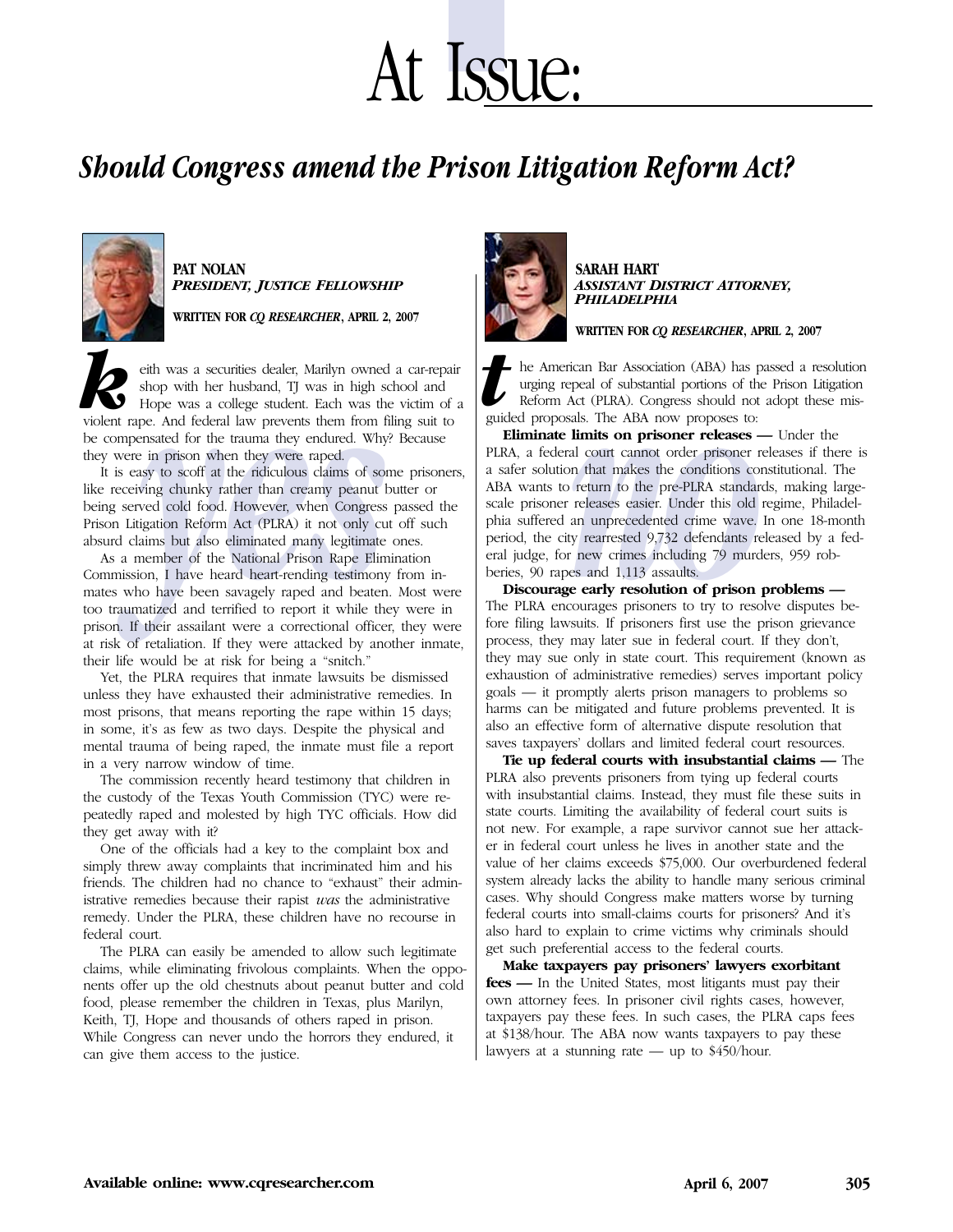# At Issue:

## *Should Congress amend the Prison Litigation Reform Act?*

**PAT NOLAN**
***PRESIDENT, JUSTICE FELLOWSHIP***

**WRITTEN FOR *CQ RESEARCHER*, APRIL 2, 2007**

Keith was a securities dealer, Marilyn owned a car-repair shop with her husband, TJ was in high school and Hope was a college student. Each was the victim of a violent rape. And federal law prevents them from filing suit to be compensated for the trauma they endured. Why? Because they were in prison when they were raped.

It is easy to scoff at the ridiculous claims of some prisoners, like receiving chunky rather than creamy peanut butter or being served cold food. However, when Congress passed the Prison Litigation Reform Act (PLRA) it not only cut off such absurd claims but also eliminated many legitimate ones.

As a member of the National Prison Rape Elimination Commission, I have heard heart-rending testimony from inmates who have been savagely raped and beaten. Most were too traumatized and terrified to report it while they were in prison. If their assailant were a correctional officer, they were at risk of retaliation. If they were attacked by another inmate, their life would be at risk for being a "snitch."

Yet, the PLRA requires that inmate lawsuits be dismissed unless they have exhausted their administrative remedies. In most prisons, that means reporting the rape within 15 days; in some, it's as few as two days. Despite the physical and mental trauma of being raped, the inmate must file a report in a very narrow window of time.

The commission recently heard testimony that children in the custody of the Texas Youth Commission (TYC) were repeatedly raped and molested by high TYC officials. How did they get away with it?

One of the officials had a key to the complaint box and simply threw away complaints that incriminated him and his friends. The children had no chance to "exhaust" their administrative remedies because their rapist *was* the administrative remedy. Under the PLRA, these children have no recourse in federal court.

The PLRA can easily be amended to allow such legitimate claims, while eliminating frivolous complaints. When the opponents offer up the old chestnuts about peanut butter and cold food, please remember the children in Texas, plus Marilyn, Keith, TJ, Hope and thousands of others raped in prison. While Congress can never undo the horrors they endured, it can give them access to the justice.

**SARAH HART**
***ASSISTANT DISTRICT ATTORNEY, PHILADELPHIA***

**WRITTEN FOR *CQ RESEARCHER*, APRIL 2, 2007**

The American Bar Association (ABA) has passed a resolution urging repeal of substantial portions of the Prison Litigation Reform Act (PLRA). Congress should not adopt these misguided proposals. The ABA now proposes to:

**Eliminate limits on prisoner releases —** Under the PLRA, a federal court cannot order prisoner releases if there is a safer solution that makes the conditions constitutional. The ABA wants to return to the pre-PLRA standards, making large-scale prisoner releases easier. Under this old regime, Philadelphia suffered an unprecedented crime wave. In one 18-month period, the city rearrested 9,732 defendants released by a federal judge, for new crimes including 79 murders, 959 robberies, 90 rapes and 1,113 assaults.

**Discourage early resolution of prison problems —** The PLRA encourages prisoners to try to resolve disputes before filing lawsuits. If prisoners first use the prison grievance process, they may later sue in federal court. If they don't, they may sue only in state court. This requirement (known as exhaustion of administrative remedies) serves important policy goals — it promptly alerts prison managers to problems so harms can be mitigated and future problems prevented. It is also an effective form of alternative dispute resolution that saves taxpayers' dollars and limited federal court resources.

**Tie up federal courts with insubstantial claims —** The PLRA also prevents prisoners from tying up federal courts with insubstantial claims. Instead, they must file these suits in state courts. Limiting the availability of federal court suits is not new. For example, a rape survivor cannot sue her attacker in federal court unless he lives in another state and the value of her claims exceeds $75,000. Our overburdened federal system already lacks the ability to handle many serious criminal cases. Why should Congress make matters worse by turning federal courts into small-claims courts for prisoners? And it's also hard to explain to crime victims why criminals should get such preferential access to the federal courts.

**Make taxpayers pay prisoners' lawyers exorbitant fees —** In the United States, most litigants must pay their own attorney fees. In prisoner civil rights cases, however, taxpayers pay these fees. In such cases, the PLRA caps fees at $138/hour. The ABA now wants taxpayers to pay these lawyers at a stunning rate — up to $450/hour.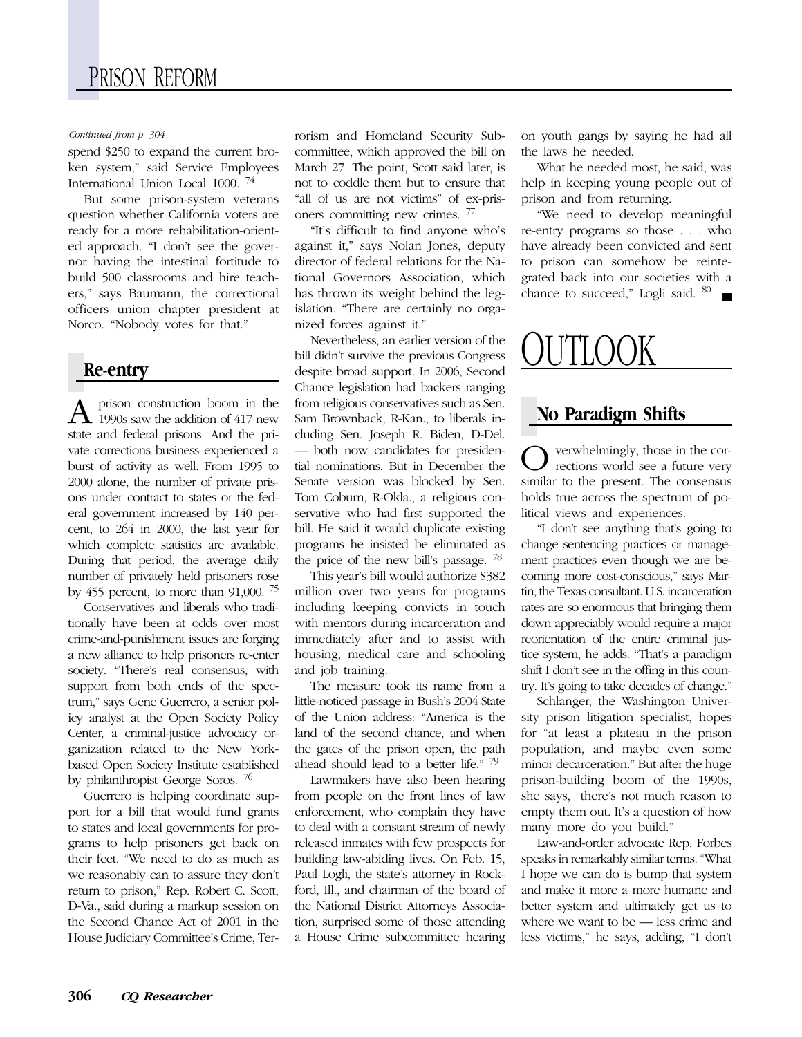*Continued from p. 304*

spend $250 to expand the current broken system," said Service Employees International Union Local 1000. [74]

But some prison-system veterans question whether California voters are ready for a more rehabilitation-oriented approach. "I don't see the governor having the intestinal fortitude to build 500 classrooms and hire teachers," says Baumann, the correctional officers union chapter president at Norco. "Nobody votes for that."

## Re-entry

A prison construction boom in the 1990s saw the addition of 417 new state and federal prisons. And the private corrections business experienced a burst of activity as well. From 1995 to 2000 alone, the number of private prisons under contract to states or the federal government increased by 140 percent, to 264 in 2000, the last year for which complete statistics are available. During that period, the average daily number of privately held prisoners rose by 455 percent, to more than 91,000. [75]

Conservatives and liberals who traditionally have been at odds over most crime-and-punishment issues are forging a new alliance to help prisoners re-enter society. "There's real consensus, with support from both ends of the spectrum," says Gene Guerrero, a senior policy analyst at the Open Society Policy Center, a criminal-justice advocacy organization related to the New York-based Open Society Institute established by philanthropist George Soros. [76]

Guerrero is helping coordinate support for a bill that would fund grants to states and local governments for programs to help prisoners get back on their feet. "We need to do as much as we reasonably can to assure they don't return to prison," Rep. Robert C. Scott, D-Va., said during a markup session on the Second Chance Act of 2001 in the House Judiciary Committee's Crime, Terrorism and Homeland Security Subcommittee, which approved the bill on March 27. The point, Scott said later, is not to coddle them but to ensure that "all of us are not victims" of ex-prisoners committing new crimes. [77]

"It's difficult to find anyone who's against it," says Nolan Jones, deputy director of federal relations for the National Governors Association, which has thrown its weight behind the legislation. "There are certainly no organized forces against it."

Nevertheless, an earlier version of the bill didn't survive the previous Congress despite broad support. In 2006, Second Chance legislation had backers ranging from religious conservatives such as Sen. Sam Brownback, R-Kan., to liberals including Sen. Joseph R. Biden, D-Del. — both now candidates for presidential nominations. But in December the Senate version was blocked by Sen. Tom Coburn, R-Okla., a religious conservative who had first supported the bill. He said it would duplicate existing programs he insisted be eliminated as the price of the new bill's passage. [78]

This year's bill would authorize $382 million over two years for programs including keeping convicts in touch with mentors during incarceration and immediately after and to assist with housing, medical care and schooling and job training.

The measure took its name from a little-noticed passage in Bush's 2004 State of the Union address: "America is the land of the second chance, and when the gates of the prison open, the path ahead should lead to a better life." [79]

Lawmakers have also been hearing from people on the front lines of law enforcement, who complain they have to deal with a constant stream of newly released inmates with few prospects for building law-abiding lives. On Feb. 15, Paul Logli, the state's attorney in Rockford, Ill., and chairman of the board of the National District Attorneys Association, surprised some of those attending a House Crime subcommittee hearing on youth gangs by saying he had all the laws he needed.

What he needed most, he said, was help in keeping young people out of prison and from returning.

"We need to develop meaningful re-entry programs so those . . . who have already been convicted and sent to prison can somehow be reintegrated back into our societies with a chance to succeed," Logli said. [80]

# Outlook

## No Paradigm Shifts

Overwhelmingly, those in the corrections world see a future very similar to the present. The consensus holds true across the spectrum of political views and experiences.

"I don't see anything that's going to change sentencing practices or management practices even though we are becoming more cost-conscious," says Martin, the Texas consultant. U.S. incarceration rates are so enormous that bringing them down appreciably would require a major reorientation of the entire criminal justice system, he adds. "That's a paradigm shift I don't see in the offing in this country. It's going to take decades of change."

Schlanger, the Washington University prison litigation specialist, hopes for "at least a plateau in the prison population, and maybe even some minor decarceration." But after the huge prison-building boom of the 1990s, she says, "there's not much reason to empty them out. It's a question of how many more do you build."

Law-and-order advocate Rep. Forbes speaks in remarkably similar terms. "What I hope we can do is bump that system and make it more a more humane and better system and ultimately get us to where we want to be — less crime and less victims," he says, adding, "I don't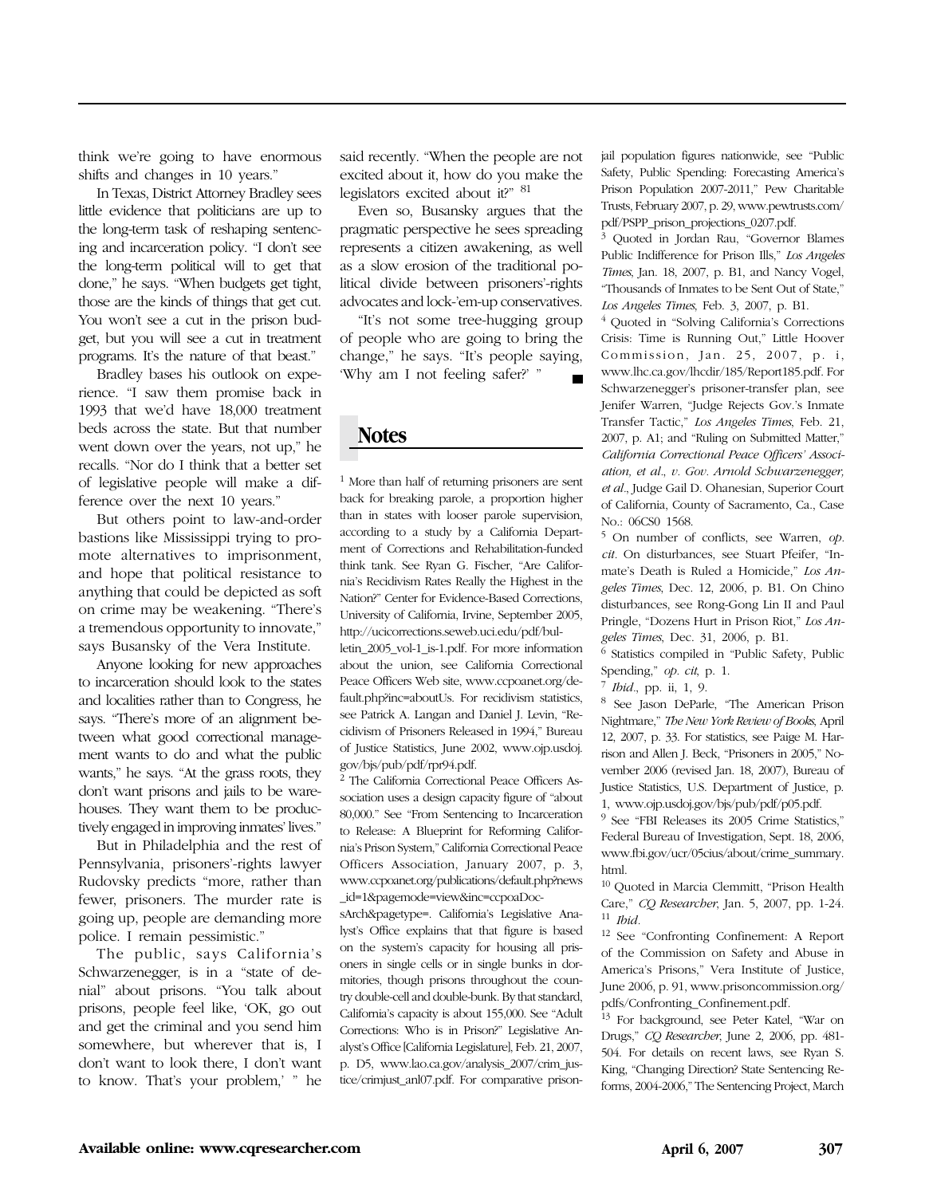think we're going to have enormous shifts and changes in 10 years."

In Texas, District Attorney Bradley sees little evidence that politicians are up to the long-term task of reshaping sentencing and incarceration policy. "I don't see the long-term political will to get that done," he says. "When budgets get tight, those are the kinds of things that get cut. You won't see a cut in the prison budget, but you will see a cut in treatment programs. It's the nature of that beast."

Bradley bases his outlook on experience. "I saw them promise back in 1993 that we'd have 18,000 treatment beds across the state. But that number went down over the years, not up," he recalls. "Nor do I think that a better set of legislative people will make a difference over the next 10 years."

But others point to law-and-order bastions like Mississippi trying to promote alternatives to imprisonment, and hope that political resistance to anything that could be depicted as soft on crime may be weakening. "There's a tremendous opportunity to innovate," says Busansky of the Vera Institute.

Anyone looking for new approaches to incarceration should look to the states and localities rather than to Congress, he says. "There's more of an alignment between what good correctional management wants to do and what the public wants," he says. "At the grass roots, they don't want prisons and jails to be warehouses. They want them to be productively engaged in improving inmates' lives."

But in Philadelphia and the rest of Pennsylvania, prisoners'-rights lawyer Rudovsky predicts "more, rather than fewer, prisoners. The murder rate is going up, people are demanding more police. I remain pessimistic."

The public, says California's Schwarzenegger, is in a "state of denial" about prisons. "You talk about prisons, people feel like, 'OK, go out and get the criminal and you send him somewhere, but wherever that is, I don't want to look there, I don't want to know. That's your problem,' " he said recently. "When the people are not excited about it, how do you make the legislators excited about it?" [81]

Even so, Busansky argues that the pragmatic perspective he sees spreading represents a citizen awakening, as well as a slow erosion of the traditional political divide between prisoners'-rights advocates and lock-'em-up conservatives.

"It's not some tree-hugging group of people who are going to bring the change," he says. "It's people saying, 'Why am I not feeling safer?' "

## Notes

[1] More than half of returning prisoners are sent back for breaking parole, a proportion higher than in states with looser parole supervision, according to a study by a California Department of Corrections and Rehabilitation-funded think tank. See Ryan G. Fischer, "Are California's Recidivism Rates Really the Highest in the Nation?" Center for Evidence-Based Corrections, University of California, Irvine, September 2005, http://ucicorrections.seweb.uci.edu/pdf/bulletin_2005_vol-1_is-1.pdf. For more information about the union, see California Correctional Peace Officers Web site, www.ccpoanet.org/default.php?inc=aboutUs. For recidivism statistics, see Patrick A. Langan and Daniel J. Levin, "Recidivism of Prisoners Released in 1994," Bureau of Justice Statistics, June 2002, www.ojp.usdoj.gov/bjs/pub/pdf/rpr94.pdf.

[2] The California Correctional Peace Officers Association uses a design capacity figure of "about 80,000." See "From Sentencing to Incarceration to Release: A Blueprint for Reforming California's Prison System," California Correctional Peace Officers Association, January 2007, p. 3, www.ccpoanet.org/publications/default.php?news_id=1&pagemode=view&inc=ccpoaDocsArch&pagetype=. California's Legislative Analyst's Office explains that that figure is based on the system's capacity for housing all prisoners in single cells or in single bunks in dormitories, though prisons throughout the country double-cell and double-bunk. By that standard, California's capacity is about 155,000. See "Adult Corrections: Who is in Prison?" Legislative Analyst's Office [California Legislature], Feb. 21, 2007, p. D5, www.lao.ca.gov/analysis_2007/crim_justice/crimjust_anl07.pdf. For comparative prison-jail population figures nationwide, see "Public Safety, Public Spending: Forecasting America's Prison Population 2007-2011," Pew Charitable Trusts, February 2007, p. 29, www.pewtrusts.com/pdf/PSPP_prison_projections_0207.pdf.

[3] Quoted in Jordan Rau, "Governor Blames Public Indifference for Prison Ills," *Los Angeles Times*, Jan. 18, 2007, p. B1, and Nancy Vogel, "Thousands of Inmates to be Sent Out of State," *Los Angeles Times*, Feb. 3, 2007, p. B1.

[4] Quoted in "Solving California's Corrections Crisis: Time is Running Out," Little Hoover Commission, Jan. 25, 2007, p. i, www.lhc.ca.gov/lhcdir/185/Report185.pdf. For Schwarzenegger's prisoner-transfer plan, see Jenifer Warren, "Judge Rejects Gov.'s Inmate Transfer Tactic," *Los Angeles Times*, Feb. 21, 2007, p. A1; and "Ruling on Submitted Matter," *California Correctional Peace Officers' Association, et al., v. Gov. Arnold Schwarzenegger, et al.*, Judge Gail D. Ohanesian, Superior Court of California, County of Sacramento, Ca., Case No.: 06CS0 1568.

[5] On number of conflicts, see Warren, *op. cit*. On disturbances, see Stuart Pfeifer, "Inmate's Death is Ruled a Homicide," *Los Angeles Times*, Dec. 12, 2006, p. B1. On Chino disturbances, see Rong-Gong Lin II and Paul Pringle, "Dozens Hurt in Prison Riot," *Los Angeles Times*, Dec. 31, 2006, p. B1.

[6] Statistics compiled in "Public Safety, Public Spending," *op. cit*, p. 1.

[7] *Ibid*., pp. ii, 1, 9.

[8] See Jason DeParle, "The American Prison Nightmare," *The New York Review of Books*, April 12, 2007, p. 33. For statistics, see Paige M. Harrison and Allen J. Beck, "Prisoners in 2005," November 2006 (revised Jan. 18, 2007), Bureau of Justice Statistics, U.S. Department of Justice, p. 1, www.ojp.usdoj.gov/bjs/pub/pdf/p05.pdf.

[9] See "FBI Releases its 2005 Crime Statistics," Federal Bureau of Investigation, Sept. 18, 2006, www.fbi.gov/ucr/05cius/about/crime_summary.html.

[10] Quoted in Marcia Clemmitt, "Prison Health Care," *CQ Researcher*, Jan. 5, 2007, pp. 1-24.

[11] *Ibid*.

[12] See "Confronting Confinement: A Report of the Commission on Safety and Abuse in America's Prisons," Vera Institute of Justice, June 2006, p. 91, www.prisoncommission.org/pdfs/Confronting_Confinement.pdf.

[13] For background, see Peter Katel, "War on Drugs," *CQ Researcher*, June 2, 2006, pp. 481-504. For details on recent laws, see Ryan S. King, "Changing Direction? State Sentencing Reforms, 2004-2006," The Sentencing Project, March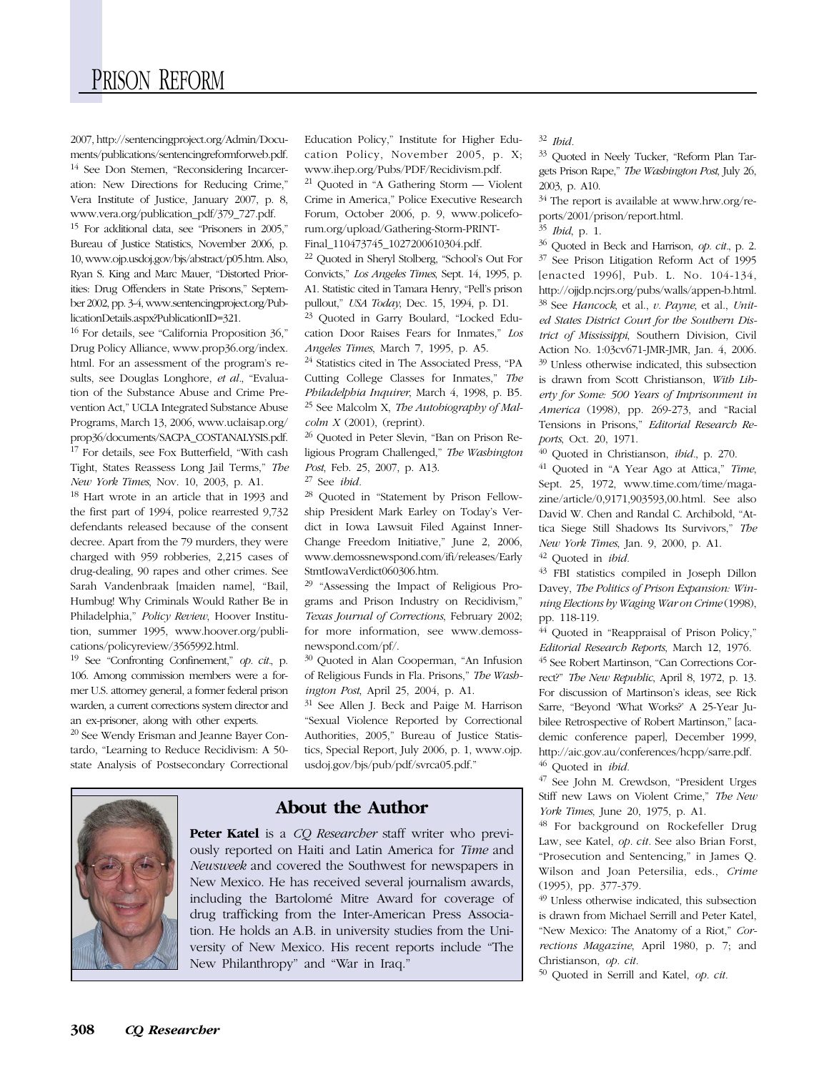2007, http://sentencingproject.org/Admin/Documents/publications/sentencingreformforweb.pdf.

[14] See Don Stemen, "Reconsidering Incarceration: New Directions for Reducing Crime," Vera Institute of Justice, January 2007, p. 8, www.vera.org/publication_pdf/379_727.pdf.

[15] For additional data, see "Prisoners in 2005," Bureau of Justice Statistics, November 2006, p. 10, www.ojp.usdoj.gov/bjs/abstract/p05.htm. Also, Ryan S. King and Marc Mauer, "Distorted Priorities: Drug Offenders in State Prisons," September 2002, pp. 3-4, www.sentencingproject.org/PublicationDetails.aspx?PublicationID=321.

[16] For details, see "California Proposition 36," Drug Policy Alliance, www.prop36.org/index.html. For an assessment of the program's results, see Douglas Longhore, *et al*., "Evaluation of the Substance Abuse and Crime Prevention Act," UCLA Integrated Substance Abuse Programs, March 13, 2006, www.uclaisap.org/prop36/documents/SACPA_COSTANALYSIS.pdf.

[17] For details, see Fox Butterfield, "With cash Tight, States Reassess Long Jail Terms," *The New York Times*, Nov. 10, 2003, p. A1.

[18] Hart wrote in an article that in 1993 and the first part of 1994, police rearrested 9,732 defendants released because of the consent decree. Apart from the 79 murders, they were charged with 959 robberies, 2,215 cases of drug-dealing, 90 rapes and other crimes. See Sarah Vandenbraak [maiden name], "Bail, Humbug! Why Criminals Would Rather Be in Philadelphia," *Policy Review*, Hoover Institution, summer 1995, www.hoover.org/publications/policyreview/3565992.html.

[19] See "Confronting Confinement," *op. cit*., p. 106. Among commission members were a former U.S. attorney general, a former federal prison warden, a current corrections system director and an ex-prisoner, along with other experts.

[20] See Wendy Erisman and Jeanne Bayer Contardo, "Learning to Reduce Recidivism: A 50-state Analysis of Postsecondary Correctional Education Policy," Institute for Higher Education Policy, November 2005, p. X; www.ihep.org/Pubs/PDF/Recidivism.pdf.

[21] Quoted in "A Gathering Storm — Violent Crime in America," Police Executive Research Forum, October 2006, p. 9, www.policeforum.org/upload/Gathering-Storm-PRINT-Final_110473745_1027200610304.pdf.

[22] Quoted in Sheryl Stolberg, "School's Out For Convicts," *Los Angeles Times*, Sept. 14, 1995, p. A1. Statistic cited in Tamara Henry, "Pell's prison pullout," *USA Today*, Dec. 15, 1994, p. D1.

[23] Quoted in Garry Boulard, "Locked Education Door Raises Fears for Inmates," *Los Angeles Times*, March 7, 1995, p. A5.

[24] Statistics cited in The Associated Press, "PA Cutting College Classes for Inmates," *The Philadelphia Inquirer*, March 4, 1998, p. B5.

[25] See Malcolm X, *The Autobiography of Malcolm X* (2001), (reprint).

[26] Quoted in Peter Slevin, "Ban on Prison Religious Program Challenged," *The Washington Post*, Feb. 25, 2007, p. A13.

[27] See *ibid*.

[28] Quoted in "Statement by Prison Fellowship President Mark Earley on Today's Verdict in Iowa Lawsuit Filed Against InnerChange Freedom Initiative," June 2, 2006, www.demossnewspond.com/ifi/releases/EarlyStmtIowaVerdict060306.htm.

[29] "Assessing the Impact of Religious Programs and Prison Industry on Recidivism," *Texas Journal of Corrections*, February 2002; for more information, see www.demossnewspond.com/pf/.

[30] Quoted in Alan Cooperman, "An Infusion of Religious Funds in Fla. Prisons," *The Washington Post*, April 25, 2004, p. A1.

[31] See Allen J. Beck and Paige M. Harrison "Sexual Violence Reported by Correctional Authorities, 2005," Bureau of Justice Statistics, Special Report, July 2006, p. 1, www.ojp.usdoj.gov/bjs/pub/pdf/svrca05.pdf."

[32] *Ibid*.

[33] Quoted in Neely Tucker, "Reform Plan Targets Prison Rape," *The Washington Post*, July 26, 2003, p. A10.

[34] The report is available at www.hrw.org/reports/2001/prison/report.html.

[35] *Ibid*, p. 1.

[36] Quoted in Beck and Harrison, *op. cit*., p. 2.

[37] See Prison Litigation Reform Act of 1995 [enacted 1996], Pub. L. No. 104-134, http://ojjdp.ncjrs.org/pubs/walls/appen-b.html.

[38] See *Hancock*, et al., *v. Payne*, et al., *United States District Court for the Southern District of Mississippi*, Southern Division, Civil Action No. 1:03cv671-JMR-JMR, Jan. 4, 2006.

[39] Unless otherwise indicated, this subsection is drawn from Scott Christianson, *With Liberty for Some: 500 Years of Imprisonment in America* (1998), pp. 269-273, and "Racial Tensions in Prisons," *Editorial Research Reports*, Oct. 20, 1971.

[40] Quoted in Christianson, *ibid*., p. 270.

[41] Quoted in "A Year Ago at Attica," *Time*, Sept. 25, 1972, www.time.com/time/magazine/article/0,9171,903593,00.html. See also David W. Chen and Randal C. Archibold, "Attica Siege Still Shadows Its Survivors," *The New York Times*, Jan. 9, 2000, p. A1.

[42] Quoted in *ibid*.

[43] FBI statistics compiled in Joseph Dillon Davey, *The Politics of Prison Expansion: Winning Elections by Waging War on Crime* (1998), pp. 118-119.

[44] Quoted in "Reappraisal of Prison Policy," *Editorial Research Reports*, March 12, 1976.

[45] See Robert Martinson, "Can Corrections Correct?" *The New Republic*, April 8, 1972, p. 13. For discussion of Martinson's ideas, see Rick Sarre, "Beyond 'What Works?' A 25-Year Jubilee Retrospective of Robert Martinson," [academic conference paper], December 1999, http://aic.gov.au/conferences/hcpp/sarre.pdf.

[46] Quoted in *ibid*.

[47] See John M. Crewdson, "President Urges Stiff new Laws on Violent Crime," *The New York Times*, June 20, 1975, p. A1.

[48] For background on Rockefeller Drug Law, see Katel, *op. cit*. See also Brian Forst, "Prosecution and Sentencing," in James Q. Wilson and Joan Petersilia, eds., *Crime* (1995), pp. 377-379.

[49] Unless otherwise indicated, this subsection is drawn from Michael Serrill and Peter Katel, "New Mexico: The Anatomy of a Riot," *Corrections Magazine*, April 1980, p. 7; and Christianson, *op. cit*.

[50] Quoted in Serrill and Katel, *op. cit*.

## About the Author

**Peter Katel** is a *CQ Researcher* staff writer who previously reported on Haiti and Latin America for *Time* and *Newsweek* and covered the Southwest for newspapers in New Mexico. He has received several journalism awards, including the Bartolomé Mitre Award for coverage of drug trafficking from the Inter-American Press Association. He holds an A.B. in university studies from the University of New Mexico. His recent reports include "The New Philanthropy" and "War in Iraq."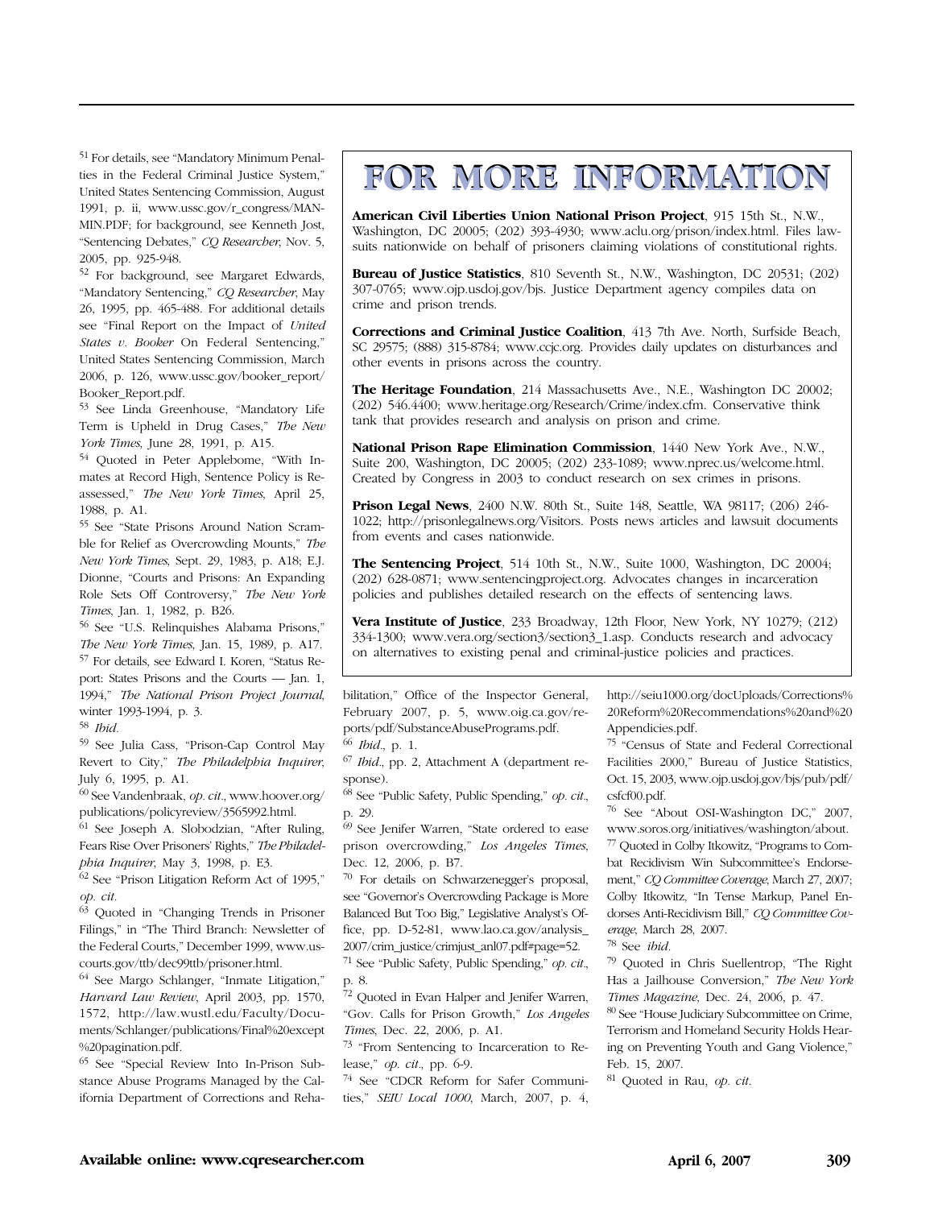[51] For details, see "Mandatory Minimum Penalties in the Federal Criminal Justice System," United States Sentencing Commission, August 1991, p. ii, www.ussc.gov/r_congress/MANMIN.PDF; for background, see Kenneth Jost, "Sentencing Debates," *CQ Researcher*, Nov. 5, 2005, pp. 925-948.

[52] For background, see Margaret Edwards, "Mandatory Sentencing," *CQ Researcher*, May 26, 1995, pp. 465-488. For additional details see "Final Report on the Impact of *United States v. Booker* On Federal Sentencing," United States Sentencing Commission, March 2006, p. 126, www.ussc.gov/booker_report/Booker_Report.pdf.

[53] See Linda Greenhouse, "Mandatory Life Term is Upheld in Drug Cases," *The New York Times*, June 28, 1991, p. A15.

[54] Quoted in Peter Applebome, "With Inmates at Record High, Sentence Policy is Reassessed," *The New York Times*, April 25, 1988, p. A1.

[55] See "State Prisons Around Nation Scramble for Relief as Overcrowding Mounts," *The New York Times*, Sept. 29, 1983, p. A18; E.J. Dionne, "Courts and Prisons: An Expanding Role Sets Off Controversy," *The New York Times*, Jan. 1, 1982, p. B26.

[56] See "U.S. Relinquishes Alabama Prisons," *The New York Times*, Jan. 15, 1989, p. A17.

[57] For details, see Edward I. Koren, "Status Report: States Prisons and the Courts — Jan. 1, 1994," *The National Prison Project Journal*, winter 1993-1994, p. 3.

[58] *Ibid.*

[59] See Julia Cass, "Prison-Cap Control May Revert to City," *The Philadelphia Inquirer*, July 6, 1995, p. A1.

[60] See Vandenbraak, *op. cit.*, www.hoover.org/publications/policyreview/3565992.html.

[61] See Joseph A. Slobodzian, "After Ruling, Fears Rise Over Prisoners' Rights," *The Philadelphia Inquirer*, May 3, 1998, p. E3.

[62] See "Prison Litigation Reform Act of 1995," *op. cit.*

[63] Quoted in "Changing Trends in Prisoner Filings," in "The Third Branch: Newsletter of the Federal Courts," December 1999, www.uscourts.gov/ttb/dec99ttb/prisoner.html.

[64] See Margo Schlanger, "Inmate Litigation," *Harvard Law Review*, April 2003, pp. 1570, 1572, http://law.wustl.edu/Faculty/Documents/Schlanger/publications/Final%20except%20pagination.pdf.

[65] See "Special Review Into In-Prison Substance Abuse Programs Managed by the California Department of Corrections and Rehabilitation," Office of the Inspector General, February 2007, p. 5, www.oig.ca.gov/reports/pdf/SubstanceAbusePrograms.pdf.

[66] *Ibid.*, p. 1.

[67] *Ibid.*, p. 2, Attachment A (department response).

[68] See "Public Safety, Public Spending," *op. cit.*, p. 29.

[69] See Jenifer Warren, "State ordered to ease prison overcrowding," *Los Angeles Times*, Dec. 12, 2006, p. B7.

[70] For details on Schwarzenegger's proposal, see "Governor's Overcrowding Package is More Balanced But Too Big," Legislative Analyst's Office, pp. D-52-81, www.lao.ca.gov/analysis_2007/crim_justice/crimjust_anl07.pdf#page=52.

[71] See "Public Safety, Public Spending," *op. cit.*, p. 8.

[72] Quoted in Evan Halper and Jenifer Warren, "Gov. Calls for Prison Growth," *Los Angeles Times*, Dec. 22, 2006, p. A1.

[73] "From Sentencing to Incarceration to Release," *op. cit.*, pp. 6-9.

[74] See "CDCR Reform for Safer Communities," *SEIU Local 1000*, March, 2007, p. 4, http://seiu1000.org/docUploads/Corrections%20Reform%20Recommendations%20and%20Appendicies.pdf.

[75] "Census of State and Federal Correctional Facilities 2000," Bureau of Justice Statistics, Oct. 15, 2003, www.ojp.usdoj.gov/bjs/pub/pdf/csfcf00.pdf.

[76] See "About OSI-Washington DC," 2007, www.soros.org/initiatives/washington/about.

[77] Quoted in Colby Itkowitz, "Programs to Combat Recidivism Win Subcommittee's Endorsement," *CQ Committee Coverage*, March 27, 2007; Colby Itkowitz, "In Tense Markup, Panel Endorses Anti-Recidivism Bill," *CQ Committee Coverage*, March 28, 2007.

[78] See *ibid.*

[79] Quoted in Chris Suellentrop, "The Right Has a Jailhouse Conversion," *The New York Times Magazine*, Dec. 24, 2006, p. 47.

[80] See "House Judiciary Subcommittee on Crime, Terrorism and Homeland Security Holds Hearing on Preventing Youth and Gang Violence," Feb. 15, 2007.

[81] Quoted in Rau, *op. cit.*

# FOR MORE INFORMATION

**American Civil Liberties Union National Prison Project**, 915 15th St., N.W., Washington, DC 20005; (202) 393-4930; www.aclu.org/prison/index.html. Files lawsuits nationwide on behalf of prisoners claiming violations of constitutional rights.

**Bureau of Justice Statistics**, 810 Seventh St., N.W., Washington, DC 20531; (202) 307-0765; www.ojp.usdoj.gov/bjs. Justice Department agency compiles data on crime and prison trends.

**Corrections and Criminal Justice Coalition**, 413 7th Ave. North, Surfside Beach, SC 29575; (888) 315-8784; www.ccjc.org. Provides daily updates on disturbances and other events in prisons across the country.

**The Heritage Foundation**, 214 Massachusetts Ave., N.E., Washington DC 20002; (202) 546.4400; www.heritage.org/Research/Crime/index.cfm. Conservative think tank that provides research and analysis on prison and crime.

**National Prison Rape Elimination Commission**, 1440 New York Ave., N.W., Suite 200, Washington, DC 20005; (202) 233-1089; www.nprec.us/welcome.html. Created by Congress in 2003 to conduct research on sex crimes in prisons.

**Prison Legal News**, 2400 N.W. 80th St., Suite 148, Seattle, WA 98117; (206) 246-1022; http://prisonlegalnews.org/Visitors. Posts news articles and lawsuit documents from events and cases nationwide.

**The Sentencing Project**, 514 10th St., N.W., Suite 1000, Washington, DC 20004; (202) 628-0871; www.sentencingproject.org. Advocates changes in incarceration policies and publishes detailed research on the effects of sentencing laws.

**Vera Institute of Justice**, 233 Broadway, 12th Floor, New York, NY 10279; (212) 334-1300; www.vera.org/section3/section3_1.asp. Conducts research and advocacy on alternatives to existing penal and criminal-justice policies and practices.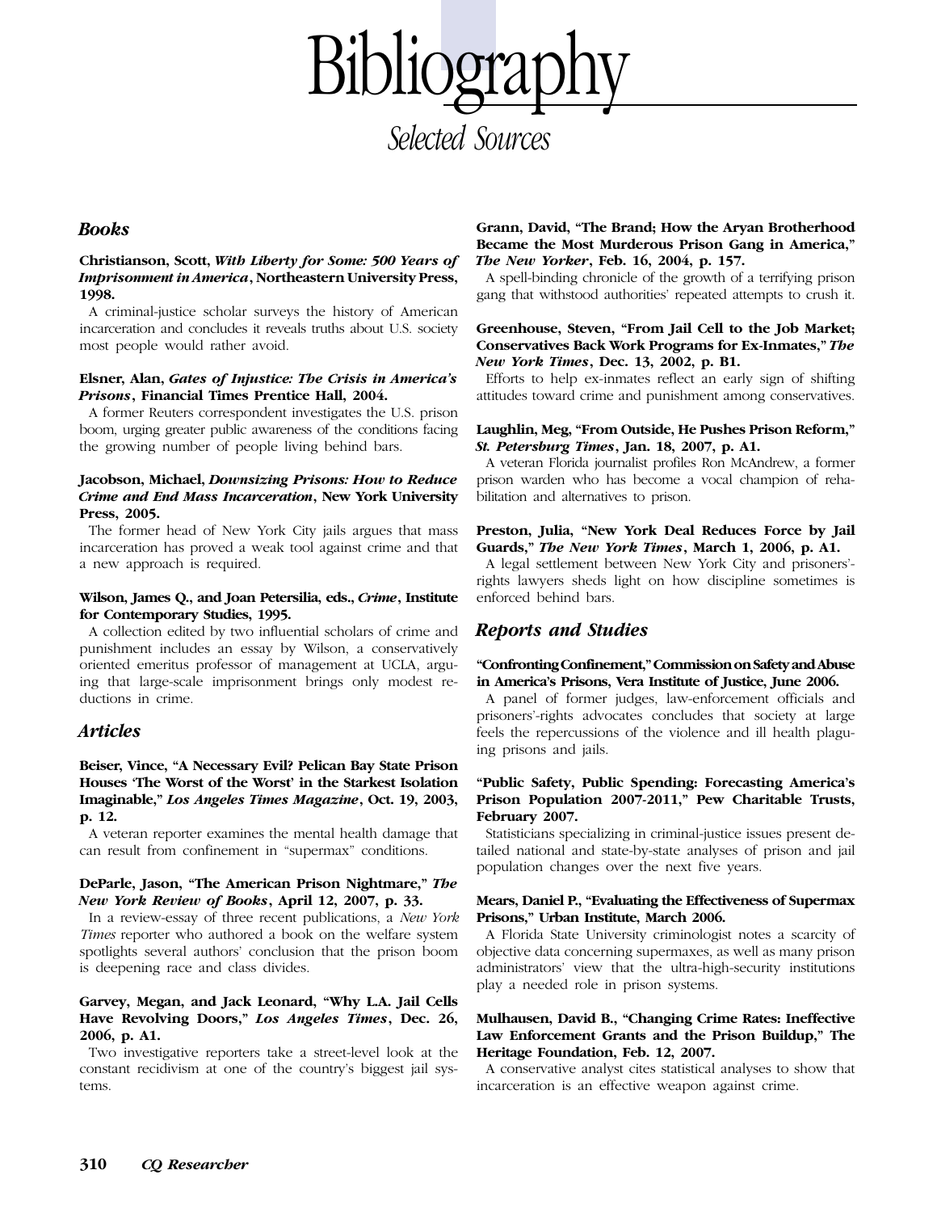# Bibliography

*Selected Sources*

## *Books*

**Christianson, Scott, *With Liberty for Some: 500 Years of Imprisonment in America*, Northeastern University Press, 1998.**

A criminal-justice scholar surveys the history of American incarceration and concludes it reveals truths about U.S. society most people would rather avoid.

**Elsner, Alan, *Gates of Injustice: The Crisis in America's Prisons*, Financial Times Prentice Hall, 2004.**

A former Reuters correspondent investigates the U.S. prison boom, urging greater public awareness of the conditions facing the growing number of people living behind bars.

**Jacobson, Michael, *Downsizing Prisons: How to Reduce Crime and End Mass Incarceration*, New York University Press, 2005.**

The former head of New York City jails argues that mass incarceration has proved a weak tool against crime and that a new approach is required.

**Wilson, James Q., and Joan Petersilia, eds., *Crime*, Institute for Contemporary Studies, 1995.**

A collection edited by two influential scholars of crime and punishment includes an essay by Wilson, a conservatively oriented emeritus professor of management at UCLA, arguing that large-scale imprisonment brings only modest reductions in crime.

## *Articles*

**Beiser, Vince, "A Necessary Evil? Pelican Bay State Prison Houses 'The Worst of the Worst' in the Starkest Isolation Imaginable," *Los Angeles Times Magazine*, Oct. 19, 2003, p. 12.**

A veteran reporter examines the mental health damage that can result from confinement in "supermax" conditions.

**DeParle, Jason, "The American Prison Nightmare," *The New York Review of Books*, April 12, 2007, p. 33.**

In a review-essay of three recent publications, a *New York Times* reporter who authored a book on the welfare system spotlights several authors' conclusion that the prison boom is deepening race and class divides.

**Garvey, Megan, and Jack Leonard, "Why L.A. Jail Cells Have Revolving Doors," *Los Angeles Times*, Dec. 26, 2006, p. A1.**

Two investigative reporters take a street-level look at the constant recidivism at one of the country's biggest jail systems.

**Grann, David, "The Brand; How the Aryan Brotherhood Became the Most Murderous Prison Gang in America," *The New Yorker*, Feb. 16, 2004, p. 157.**

A spell-binding chronicle of the growth of a terrifying prison gang that withstood authorities' repeated attempts to crush it.

**Greenhouse, Steven, "From Jail Cell to the Job Market; Conservatives Back Work Programs for Ex-Inmates," *The New York Times*, Dec. 13, 2002, p. B1.**

Efforts to help ex-inmates reflect an early sign of shifting attitudes toward crime and punishment among conservatives.

**Laughlin, Meg, "From Outside, He Pushes Prison Reform," *St. Petersburg Times*, Jan. 18, 2007, p. A1.**

A veteran Florida journalist profiles Ron McAndrew, a former prison warden who has become a vocal champion of rehabilitation and alternatives to prison.

**Preston, Julia, "New York Deal Reduces Force by Jail Guards," *The New York Times*, March 1, 2006, p. A1.**

A legal settlement between New York City and prisoners'-rights lawyers sheds light on how discipline sometimes is enforced behind bars.

## *Reports and Studies*

**"Confronting Confinement," Commission on Safety and Abuse in America's Prisons, Vera Institute of Justice, June 2006.**

A panel of former judges, law-enforcement officials and prisoners'-rights advocates concludes that society at large feels the repercussions of the violence and ill health plaguing prisons and jails.

**"Public Safety, Public Spending: Forecasting America's Prison Population 2007-2011," Pew Charitable Trusts, February 2007.**

Statisticians specializing in criminal-justice issues present detailed national and state-by-state analyses of prison and jail population changes over the next five years.

**Mears, Daniel P., "Evaluating the Effectiveness of Supermax Prisons," Urban Institute, March 2006.**

A Florida State University criminologist notes a scarcity of objective data concerning supermaxes, as well as many prison administrators' view that the ultra-high-security institutions play a needed role in prison systems.

**Mulhausen, David B., "Changing Crime Rates: Ineffective Law Enforcement Grants and the Prison Buildup," The Heritage Foundation, Feb. 12, 2007.**

A conservative analyst cites statistical analyses to show that incarceration is an effective weapon against crime.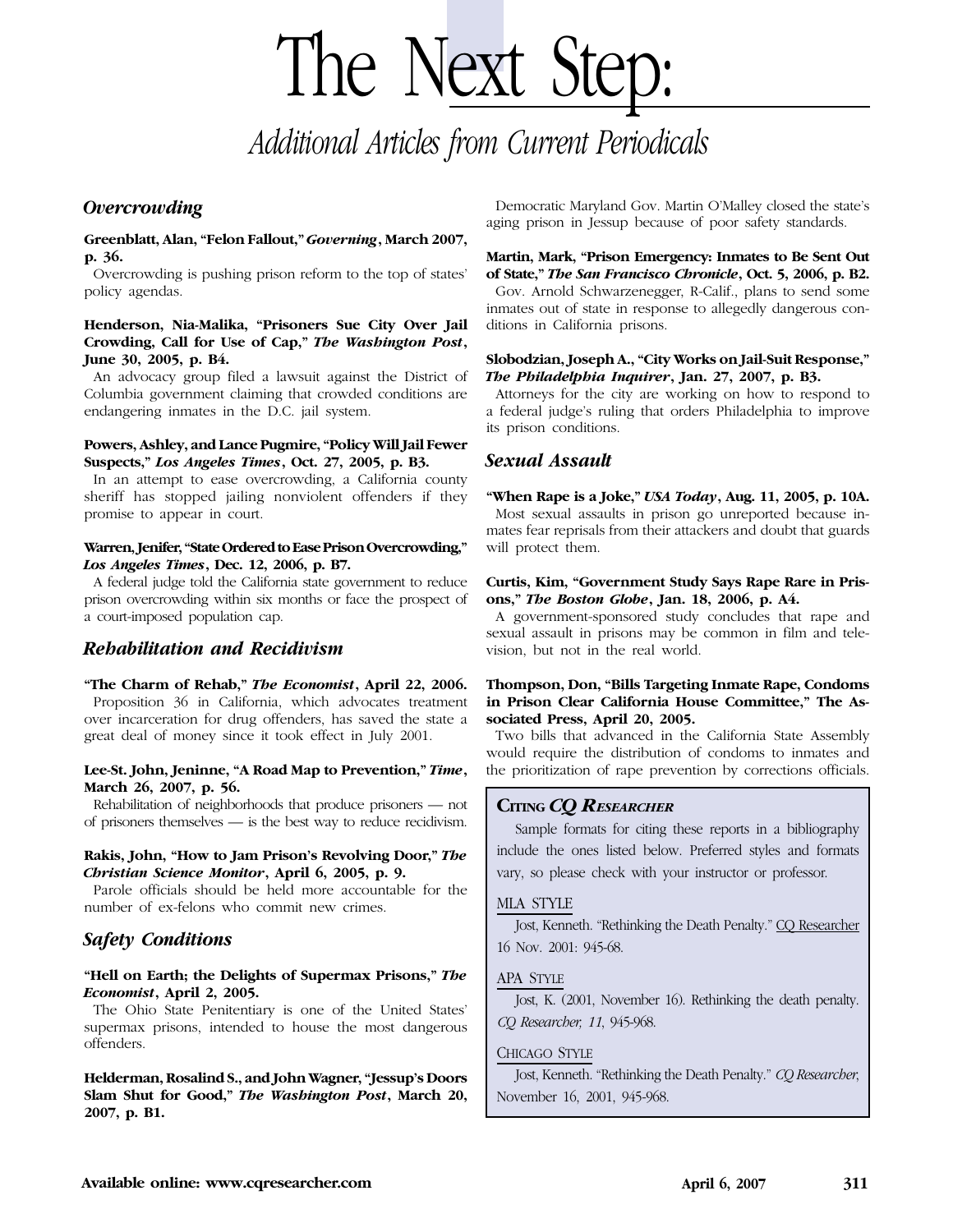# The Next Step:

## *Additional Articles from Current Periodicals*

### *Overcrowding*

**Greenblatt, Alan, "Felon Fallout,"** ***Governing*****, March 2007, p. 36.**
Overcrowding is pushing prison reform to the top of states' policy agendas.

**Henderson, Nia-Malika, "Prisoners Sue City Over Jail Crowding, Call for Use of Cap,"** ***The Washington Post*****, June 30, 2005, p. B4.**
An advocacy group filed a lawsuit against the District of Columbia government claiming that crowded conditions are endangering inmates in the D.C. jail system.

**Powers, Ashley, and Lance Pugmire, "Policy Will Jail Fewer Suspects,"** ***Los Angeles Times*****, Oct. 27, 2005, p. B3.**
In an attempt to ease overcrowding, a California county sheriff has stopped jailing nonviolent offenders if they promise to appear in court.

**Warren, Jenifer, "State Ordered to Ease Prison Overcrowding,"** ***Los Angeles Times*****, Dec. 12, 2006, p. B7.**
A federal judge told the California state government to reduce prison overcrowding within six months or face the prospect of a court-imposed population cap.

### *Rehabilitation and Recidivism*

**"The Charm of Rehab,"** ***The Economist*****, April 22, 2006.**
Proposition 36 in California, which advocates treatment over incarceration for drug offenders, has saved the state a great deal of money since it took effect in July 2001.

**Lee-St. John, Jeninne, "A Road Map to Prevention,"** ***Time*****, March 26, 2007, p. 56.**
Rehabilitation of neighborhoods that produce prisoners — not of prisoners themselves — is the best way to reduce recidivism.

**Rakis, John, "How to Jam Prison's Revolving Door,"** ***The Christian Science Monitor*****, April 6, 2005, p. 9.**
Parole officials should be held more accountable for the number of ex-felons who commit new crimes.

### *Safety Conditions*

**"Hell on Earth; the Delights of Supermax Prisons,"** ***The Economist*****, April 2, 2005.**
The Ohio State Penitentiary is one of the United States' supermax prisons, intended to house the most dangerous offenders.

**Helderman, Rosalind S., and John Wagner, "Jessup's Doors Slam Shut for Good,"** ***The Washington Post*****, March 20, 2007, p. B1.**
Democratic Maryland Gov. Martin O'Malley closed the state's aging prison in Jessup because of poor safety standards.

**Martin, Mark, "Prison Emergency: Inmates to Be Sent Out of State,"** ***The San Francisco Chronicle*****, Oct. 5, 2006, p. B2.**
Gov. Arnold Schwarzenegger, R-Calif., plans to send some inmates out of state in response to allegedly dangerous conditions in California prisons.

**Slobodzian, Joseph A., "City Works on Jail-Suit Response,"** ***The Philadelphia Inquirer*****, Jan. 27, 2007, p. B3.**
Attorneys for the city are working on how to respond to a federal judge's ruling that orders Philadelphia to improve its prison conditions.

### *Sexual Assault*

**"When Rape is a Joke,"** ***USA Today*****, Aug. 11, 2005, p. 10A.**
Most sexual assaults in prison go unreported because inmates fear reprisals from their attackers and doubt that guards will protect them.

**Curtis, Kim, "Government Study Says Rape Rare in Prisons,"** ***The Boston Globe*****, Jan. 18, 2006, p. A4.**
A government-sponsored study concludes that rape and sexual assault in prisons may be common in film and television, but not in the real world.

**Thompson, Don, "Bills Targeting Inmate Rape, Condoms in Prison Clear California House Committee," The Associated Press, April 20, 2005.**
Two bills that advanced in the California State Assembly would require the distribution of condoms to inmates and the prioritization of rape prevention by corrections officials.

---

**CITING *CQ RESEARCHER***

Sample formats for citing these reports in a bibliography include the ones listed below. Preferred styles and formats vary, so please check with your instructor or professor.

MLA STYLE

Jost, Kenneth. "Rethinking the Death Penalty." CQ Researcher 16 Nov. 2001: 945-68.

APA STYLE

Jost, K. (2001, November 16). Rethinking the death penalty. *CQ Researcher, 11*, 945-968.

CHICAGO STYLE

Jost, Kenneth. "Rethinking the Death Penalty." *CQ Researcher*, November 16, 2001, 945-968.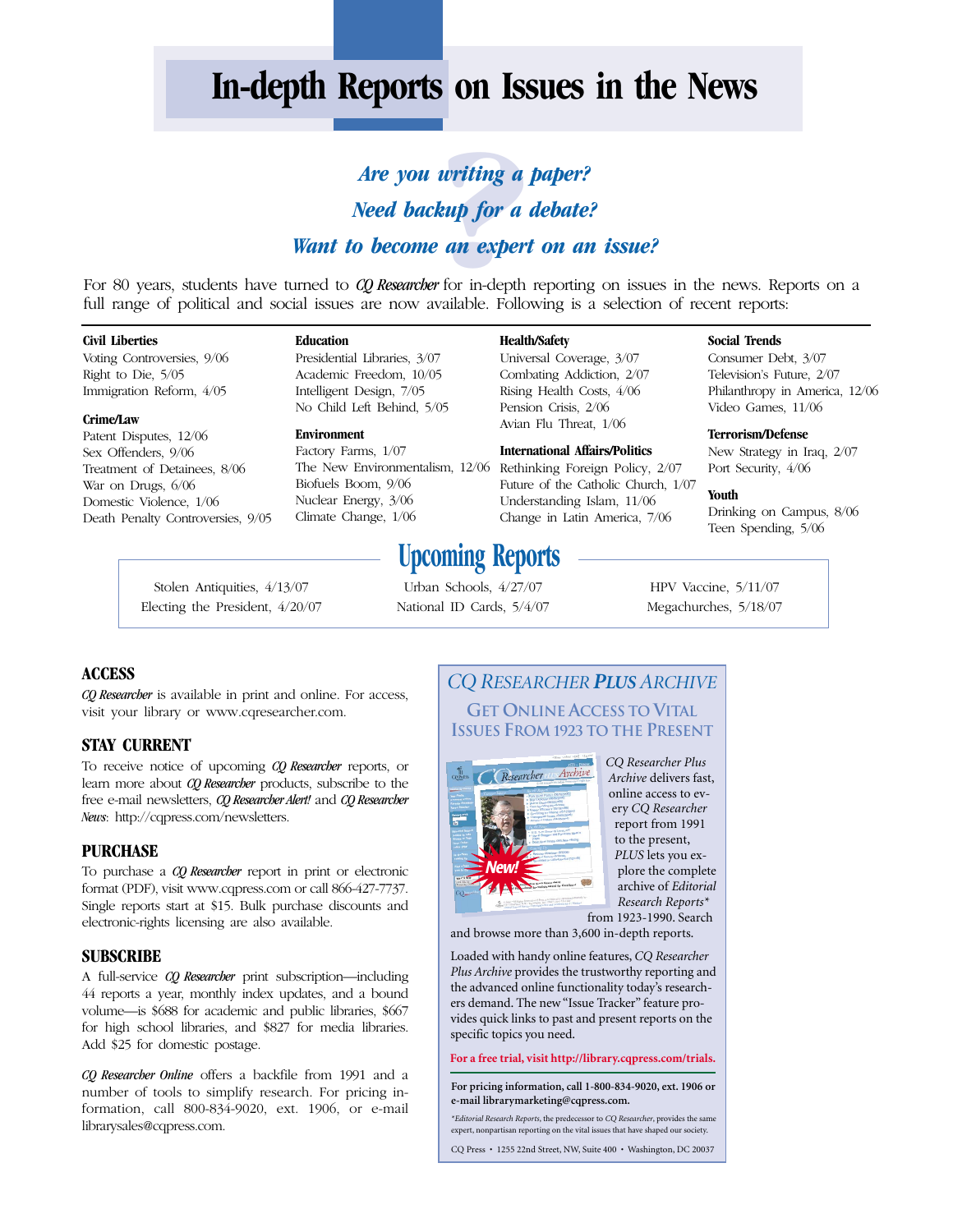# In-depth Reports on Issues in the News

***Are you writing a paper?***
***Need backup for a debate?***
***Want to become an expert on an issue?***

For 80 years, students have turned to *CQ Researcher* for in-depth reporting on issues in the news. Reports on a full range of political and social issues are now available. Following is a selection of recent reports:

**Civil Liberties**
Voting Controversies, 9/06
Right to Die, 5/05
Immigration Reform, 4/05

**Crime/Law**
Patent Disputes, 12/06
Sex Offenders, 9/06
Treatment of Detainees, 8/06
War on Drugs, 6/06
Domestic Violence, 1/06
Death Penalty Controversies, 9/05

**Education**
Presidential Libraries, 3/07
Academic Freedom, 10/05
Intelligent Design, 7/05
No Child Left Behind, 5/05

**Environment**
Factory Farms, 1/07
The New Environmentalism, 12/06
Biofuels Boom, 9/06
Nuclear Energy, 3/06
Climate Change, 1/06

**Health/Safety**
Universal Coverage, 3/07
Combating Addiction, 2/07
Rising Health Costs, 4/06
Pension Crisis, 2/06
Avian Flu Threat, 1/06

**International Affairs/Politics**
Rethinking Foreign Policy, 2/07
Future of the Catholic Church, 1/07
Understanding Islam, 11/06
Change in Latin America, 7/06

**Social Trends**
Consumer Debt, 3/07
Television's Future, 2/07
Philanthropy in America, 12/06
Video Games, 11/06

**Terrorism/Defense**
New Strategy in Iraq, 2/07
Port Security, 4/06

**Youth**
Drinking on Campus, 8/06
Teen Spending, 5/06

## Upcoming Reports

Stolen Antiquities, 4/13/07
Electing the President, 4/20/07
Urban Schools, 4/27/07
National ID Cards, 5/4/07
HPV Vaccine, 5/11/07
Megachurches, 5/18/07

### ACCESS

*CQ Researcher* is available in print and online. For access, visit your library or www.cqresearcher.com.

### STAY CURRENT

To receive notice of upcoming *CQ Researcher* reports, or learn more about *CQ Researcher* products, subscribe to the free e-mail newsletters, *CQ Researcher Alert!* and *CQ Researcher News*: http://cqpress.com/newsletters.

### PURCHASE

To purchase a *CQ Researcher* report in print or electronic format (PDF), visit www.cqpress.com or call 866-427-7737. Single reports start at $15. Bulk purchase discounts and electronic-rights licensing are also available.

### SUBSCRIBE

A full-service *CQ Researcher* print subscription—including 44 reports a year, monthly index updates, and a bound volume—is $688 for academic and public libraries, $667 for high school libraries, and $827 for media libraries. Add $25 for domestic postage.

*CQ Researcher Online* offers a backfile from 1991 and a number of tools to simplify research. For pricing information, call 800-834-9020, ext. 1906, or e-mail librarysales@cqpress.com.

## *CQ Researcher **Plus** Archive*

### Get Online Access to Vital Issues from 1923 to the Present

*CQ Researcher Plus Archive* delivers fast, online access to every *CQ Researcher* report from 1991 to the present, *PLUS* lets you explore the complete archive of *Editorial Research Reports** from 1923-1990. Search and browse more than 3,600 in-depth reports.

Loaded with handy online features, *CQ Researcher Plus Archive* provides the trustworthy reporting and the advanced online functionality today's researchers demand. The new "Issue Tracker" feature provides quick links to past and present reports on the specific topics you need.

**For a free trial, visit http://library.cqpress.com/trials.**

**For pricing information, call 1-800-834-9020, ext. 1906 or e-mail librarymarketing@cqpress.com.**

**Editorial Research Reports*, the predecessor to *CQ Researcher*, provides the same expert, nonpartisan reporting on the vital issues that have shaped our society.

CQ Press • 1255 22nd Street, NW, Suite 400 • Washington, DC 20037